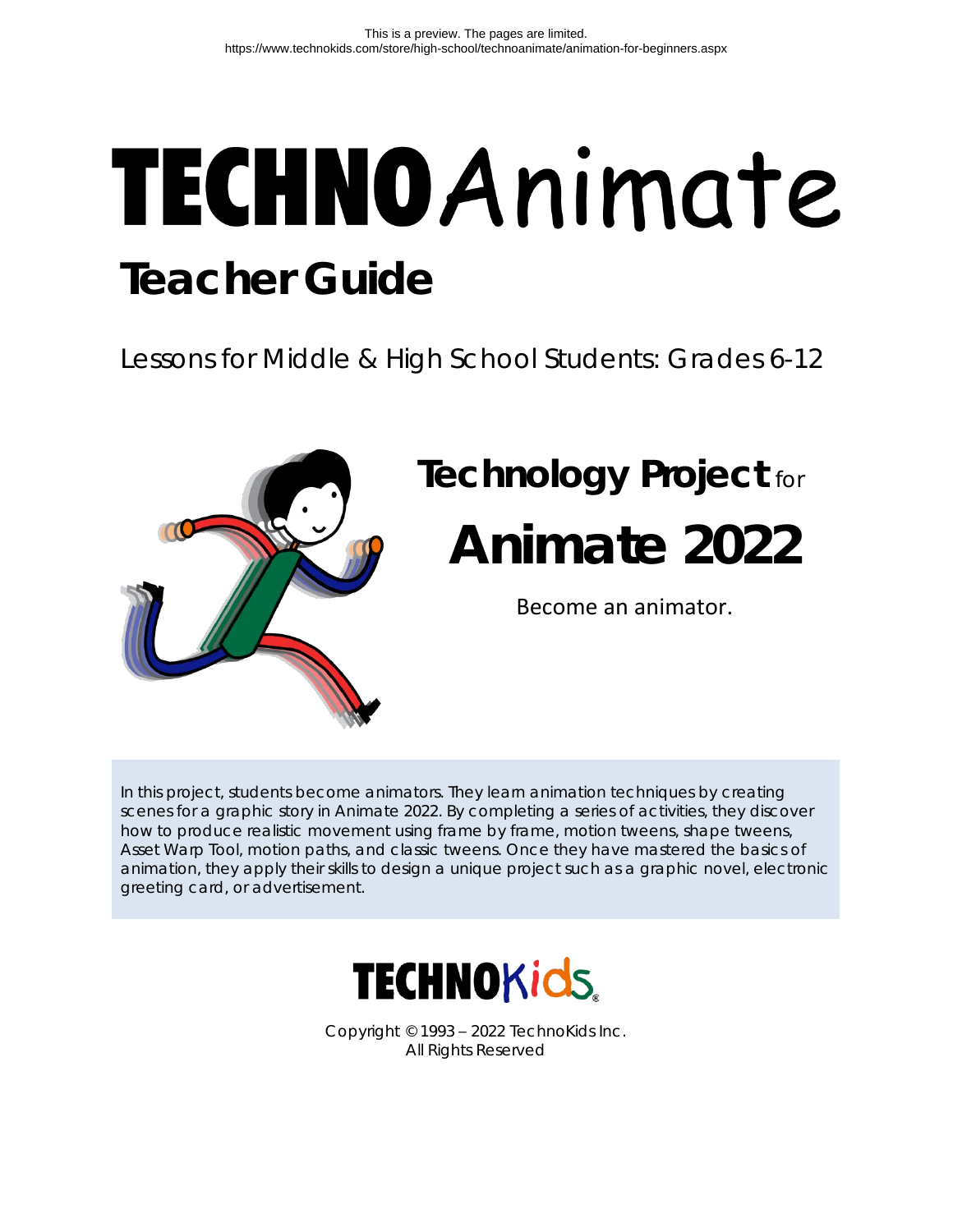This is a preview. The pages are limited.
https://www.technokids.com/store/high-school/technoanimate/animation-for-beginners.aspx

# TECHNOAnimate

## Teacher Guide

Lessons for Middle & High School Students: Grades 6-12

## Technology Project for

# Animate 2022

Become an animator.

In this project, students become animators. They learn animation techniques by creating scenes for a graphic story in Animate 2022. By completing a series of activities, they discover how to produce realistic movement using frame by frame, motion tweens, shape tweens, Asset Warp Tool, motion paths, and classic tweens. Once they have mastered the basics of animation, they apply their skills to design a unique project such as a graphic novel, electronic greeting card, or advertisement.

TECHNOKids

Copyright © 1993 – 2022 TechnoKids Inc.
All Rights Reserved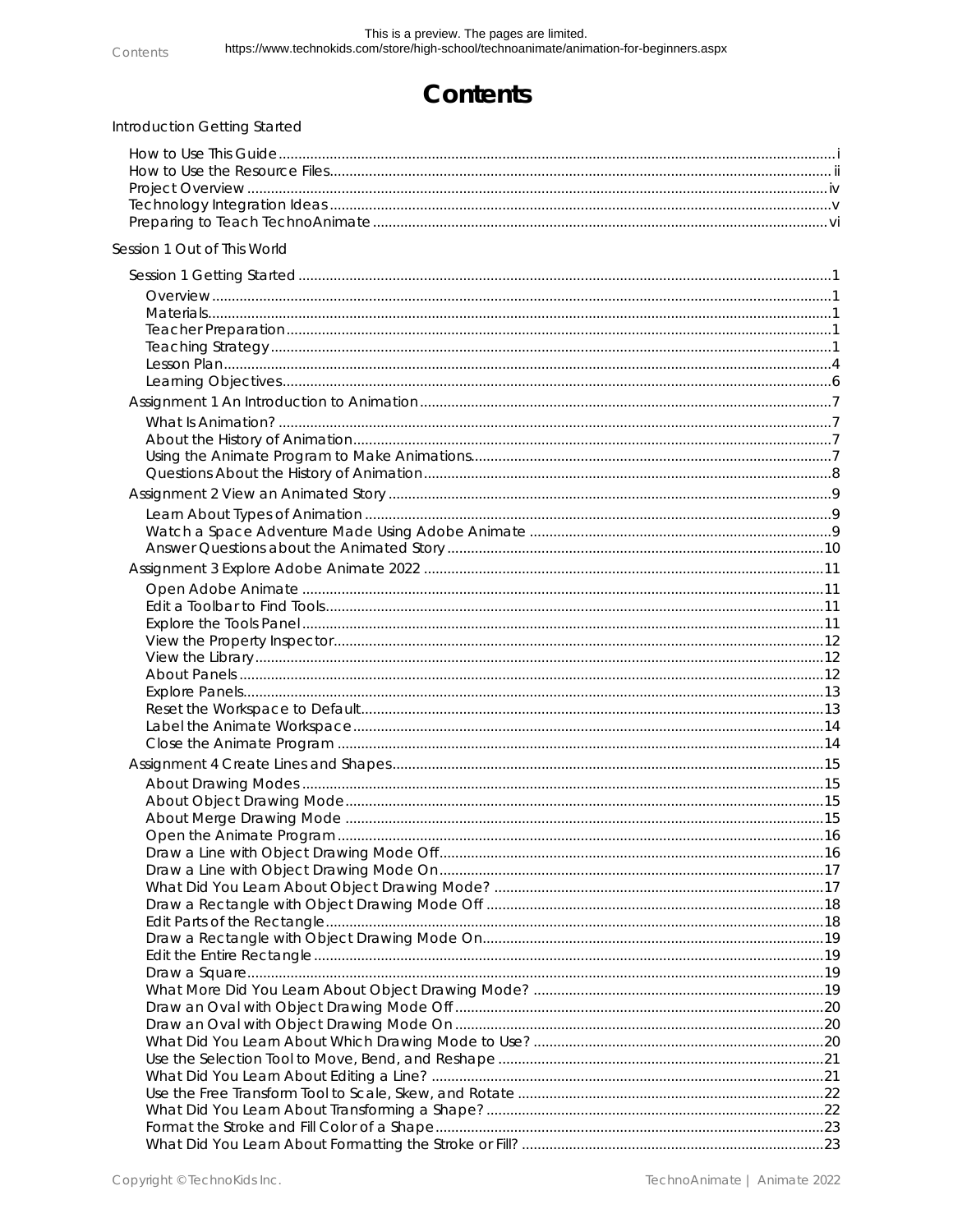# Contents

Introduction Getting Started

- How to Use This Guide ... i
- How to Use the Resource Files ... ii
- Project Overview ... iv
- Technology Integration Ideas ... v
- Preparing to Teach TechnoAnimate ... vi

Session 1 Out of This World

- Session 1 Getting Started ... 1
  - Overview ... 1
  - Materials ... 1
  - Teacher Preparation ... 1
  - Teaching Strategy ... 1
  - Lesson Plan ... 4
  - Learning Objectives ... 6
- Assignment 1 An Introduction to Animation ... 7
  - What Is Animation? ... 7
  - About the History of Animation ... 7
  - Using the Animate Program to Make Animations ... 7
  - Questions About the History of Animation ... 8
- Assignment 2 View an Animated Story ... 9
  - Learn About Types of Animation ... 9
  - Watch a Space Adventure Made Using Adobe Animate ... 9
  - Answer Questions about the Animated Story ... 10
- Assignment 3 Explore Adobe Animate 2022 ... 11
  - Open Adobe Animate ... 11
  - Edit a Toolbar to Find Tools ... 11
  - Explore the Tools Panel ... 11
  - View the Property Inspector ... 12
  - View the Library ... 12
  - About Panels ... 12
  - Explore Panels ... 13
  - Reset the Workspace to Default ... 13
  - Label the Animate Workspace ... 14
  - Close the Animate Program ... 14
- Assignment 4 Create Lines and Shapes ... 15
  - About Drawing Modes ... 15
  - About Object Drawing Mode ... 15
  - About Merge Drawing Mode ... 15
  - Open the Animate Program ... 16
  - Draw a Line with Object Drawing Mode Off ... 16
  - Draw a Line with Object Drawing Mode On ... 17
  - What Did You Learn About Object Drawing Mode? ... 17
  - Draw a Rectangle with Object Drawing Mode Off ... 18
  - Edit Parts of the Rectangle ... 18
  - Draw a Rectangle with Object Drawing Mode On ... 19
  - Edit the Entire Rectangle ... 19
  - Draw a Square ... 19
  - What More Did You Learn About Object Drawing Mode? ... 19
  - Draw an Oval with Object Drawing Mode Off ... 20
  - Draw an Oval with Object Drawing Mode On ... 20
  - What Did You Learn About Which Drawing Mode to Use? ... 20
  - Use the Selection Tool to Move, Bend, and Reshape ... 21
  - What Did You Learn About Editing a Line? ... 21
  - Use the Free Transform Tool to Scale, Skew, and Rotate ... 22
  - What Did You Learn About Transforming a Shape? ... 22
  - Format the Stroke and Fill Color of a Shape ... 23
  - What Did You Learn About Formatting the Stroke or Fill? ... 23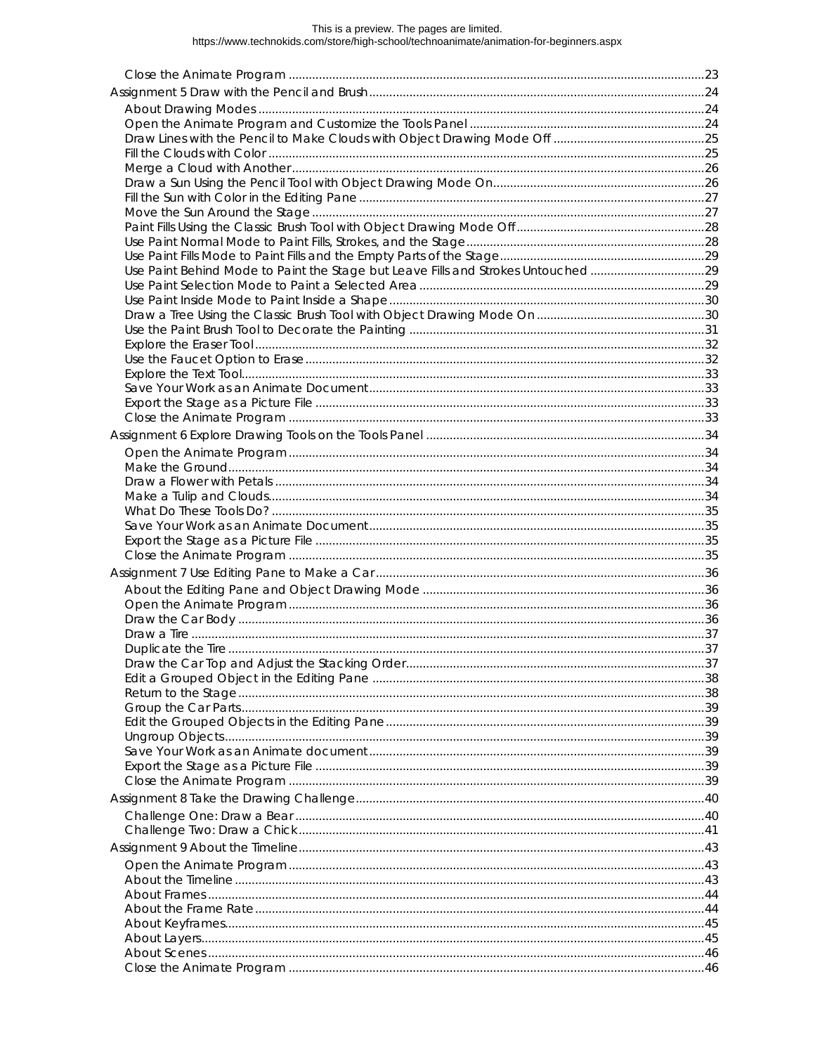Close the Animate Program ....................................................................................................................23

Assignment 5 Draw with the Pencil and Brush........................................................................................24

About Drawing Modes..............................................................................................................................24
Open the Animate Program and Customize the Tools Panel...................................................................24
Draw Lines with the Pencil to Make Clouds with Object Drawing Mode Off..........................................25
Fill the Clouds with Color.........................................................................................................................25
Merge a Cloud with Another....................................................................................................................26
Draw a Sun Using the Pencil Tool with Object Drawing Mode On...........................................................26
Fill the Sun with Color in the Editing Pane..............................................................................................27
Move the Sun Around the Stage...............................................................................................................27
Paint Fills Using the Classic Brush Tool with Object Drawing Mode Off...................................................28
Use Paint Normal Mode to Paint Fills, Strokes, and the Stage................................................................28
Use Paint Fills Mode to Paint Fills and the Empty Parts of the Stage......................................................29
Use Paint Behind Mode to Paint the Stage but Leave Fills and Strokes Untouched...............................29
Use Paint Selection Mode to Paint a Selected Area................................................................................29
Use Paint Inside Mode to Paint Inside a Shape.......................................................................................30
Draw a Tree Using the Classic Brush Tool with Object Drawing Mode On...............................................30
Use the Paint Brush Tool to Decorate the Painting.................................................................................31
Explore the Eraser Tool............................................................................................................................32
Use the Faucet Option to Erase...............................................................................................................32
Explore the Text Tool................................................................................................................................33
Save Your Work as an Animate Document................................................................................................33
Export the Stage as a Picture File.............................................................................................................33
Close the Animate Program.....................................................................................................................33

Assignment 6 Explore Drawing Tools on the Tools Panel........................................................................34

Open the Animate Program......................................................................................................................34
Make the Ground.....................................................................................................................................34
Draw a Flower with Petals........................................................................................................................34
Make a Tulip and Clouds..........................................................................................................................34
What Do These Tools Do?.........................................................................................................................35
Save Your Work as an Animate Document................................................................................................35
Export the Stage as a Picture File.............................................................................................................35
Close the Animate Program.....................................................................................................................35

Assignment 7 Use Editing Pane to Make a Car........................................................................................36

About the Editing Pane and Object Drawing Mode.................................................................................36
Open the Animate Program......................................................................................................................36
Draw the Car Body...................................................................................................................................36
Draw a Tire...............................................................................................................................................37
Duplicate the Tire.....................................................................................................................................37
Draw the Car Top and Adjust the Stacking Order....................................................................................37
Edit a Grouped Object in the Editing Pane..............................................................................................38
Return to the Stage..................................................................................................................................38
Group the Car Parts..................................................................................................................................39
Edit the Grouped Objects in the Editing Pane..........................................................................................39
Ungroup Objects......................................................................................................................................39
Save Your Work as an Animate document................................................................................................39
Export the Stage as a Picture File.............................................................................................................39
Close the Animate Program.....................................................................................................................39

Assignment 8 Take the Drawing Challenge..............................................................................................40

Challenge One: Draw a Bear.....................................................................................................................40
Challenge Two: Draw a Chick...................................................................................................................41

Assignment 9 About the Timeline.............................................................................................................43

Open the Animate Program......................................................................................................................43
About the Timeline...................................................................................................................................43
About Frames...........................................................................................................................................44
About the Frame Rate..............................................................................................................................44
About Keyframes.....................................................................................................................................45
About Layers............................................................................................................................................45
About Scenes...........................................................................................................................................46
Close the Animate Program.....................................................................................................................46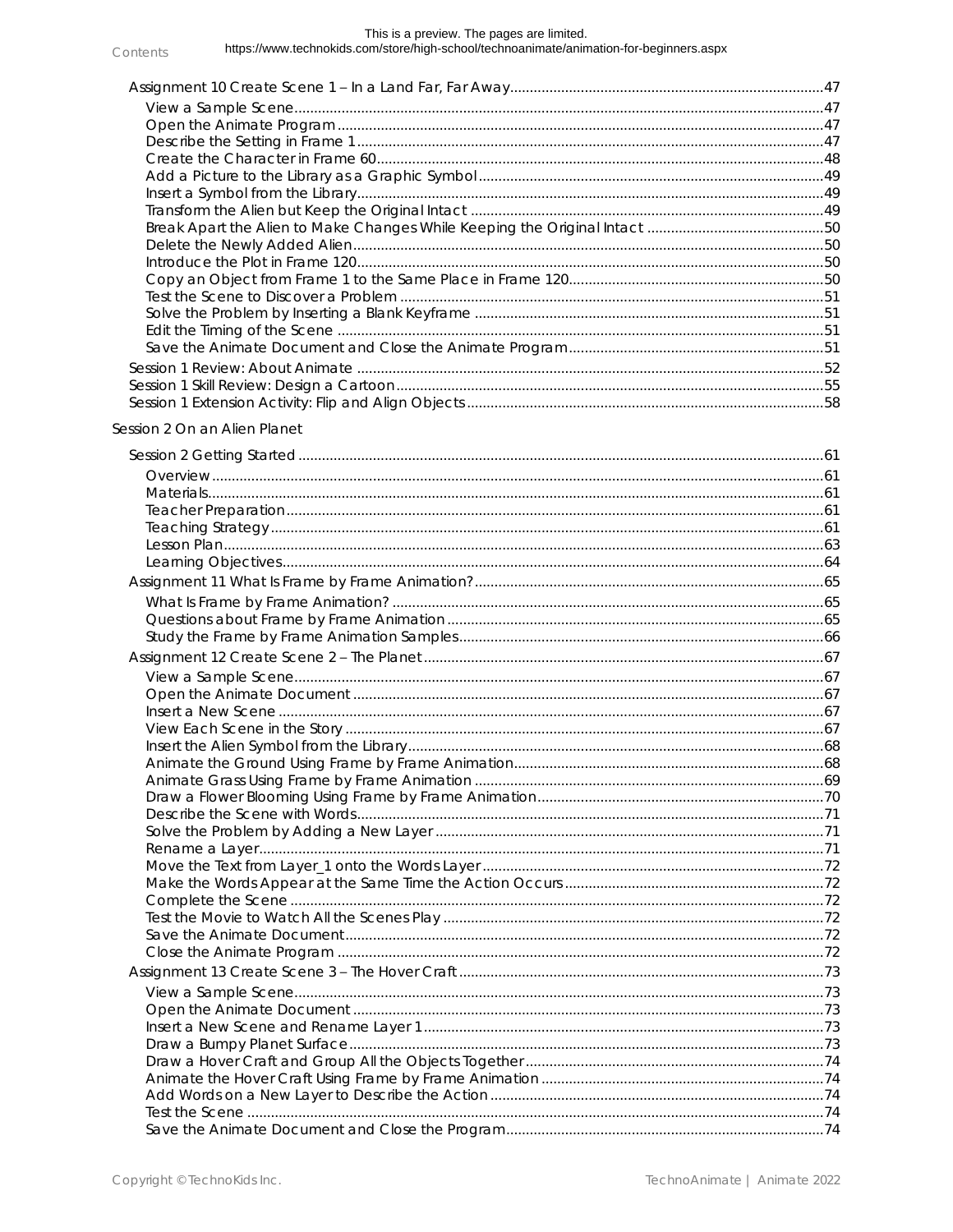- Assignment 10 Create Scene 1 – In a Land Far, Far Away....47
  - View a Sample Scene....47
  - Open the Animate Program....47
  - Describe the Setting in Frame 1....47
  - Create the Character in Frame 60....48
  - Add a Picture to the Library as a Graphic Symbol....49
  - Insert a Symbol from the Library....49
  - Transform the Alien but Keep the Original Intact....49
  - Break Apart the Alien to Make Changes While Keeping the Original Intact....50
  - Delete the Newly Added Alien....50
  - Introduce the Plot in Frame 120....50
  - Copy an Object from Frame 1 to the Same Place in Frame 120....50
  - Test the Scene to Discover a Problem....51
  - Solve the Problem by Inserting a Blank Keyframe....51
  - Edit the Timing of the Scene....51
  - Save the Animate Document and Close the Animate Program....51
- Session 1 Review: About Animate....52
- Session 1 Skill Review: Design a Cartoon....55
- Session 1 Extension Activity: Flip and Align Objects....58

## Session 2 On an Alien Planet

- Session 2 Getting Started....61
  - Overview....61
  - Materials....61
  - Teacher Preparation....61
  - Teaching Strategy....61
  - Lesson Plan....63
  - Learning Objectives....64
- Assignment 11 What Is Frame by Frame Animation?....65
  - What Is Frame by Frame Animation?....65
  - Questions about Frame by Frame Animation....65
  - Study the Frame by Frame Animation Samples....66
- Assignment 12 Create Scene 2 – The Planet....67
  - View a Sample Scene....67
  - Open the Animate Document....67
  - Insert a New Scene....67
  - View Each Scene in the Story....67
  - Insert the Alien Symbol from the Library....68
  - Animate the Ground Using Frame by Frame Animation....68
  - Animate Grass Using Frame by Frame Animation....69
  - Draw a Flower Blooming Using Frame by Frame Animation....70
  - Describe the Scene with Words....71
  - Solve the Problem by Adding a New Layer....71
  - Rename a Layer....71
  - Move the Text from Layer_1 onto the Words Layer....72
  - Make the Words Appear at the Same Time the Action Occurs....72
  - Complete the Scene....72
  - Test the Movie to Watch All the Scenes Play....72
  - Save the Animate Document....72
  - Close the Animate Program....72
- Assignment 13 Create Scene 3 – The Hover Craft....73
  - View a Sample Scene....73
  - Open the Animate Document....73
  - Insert a New Scene and Rename Layer 1....73
  - Draw a Bumpy Planet Surface....73
  - Draw a Hover Craft and Group All the Objects Together....74
  - Animate the Hover Craft Using Frame by Frame Animation....74
  - Add Words on a New Layer to Describe the Action....74
  - Test the Scene....74
  - Save the Animate Document and Close the Program....74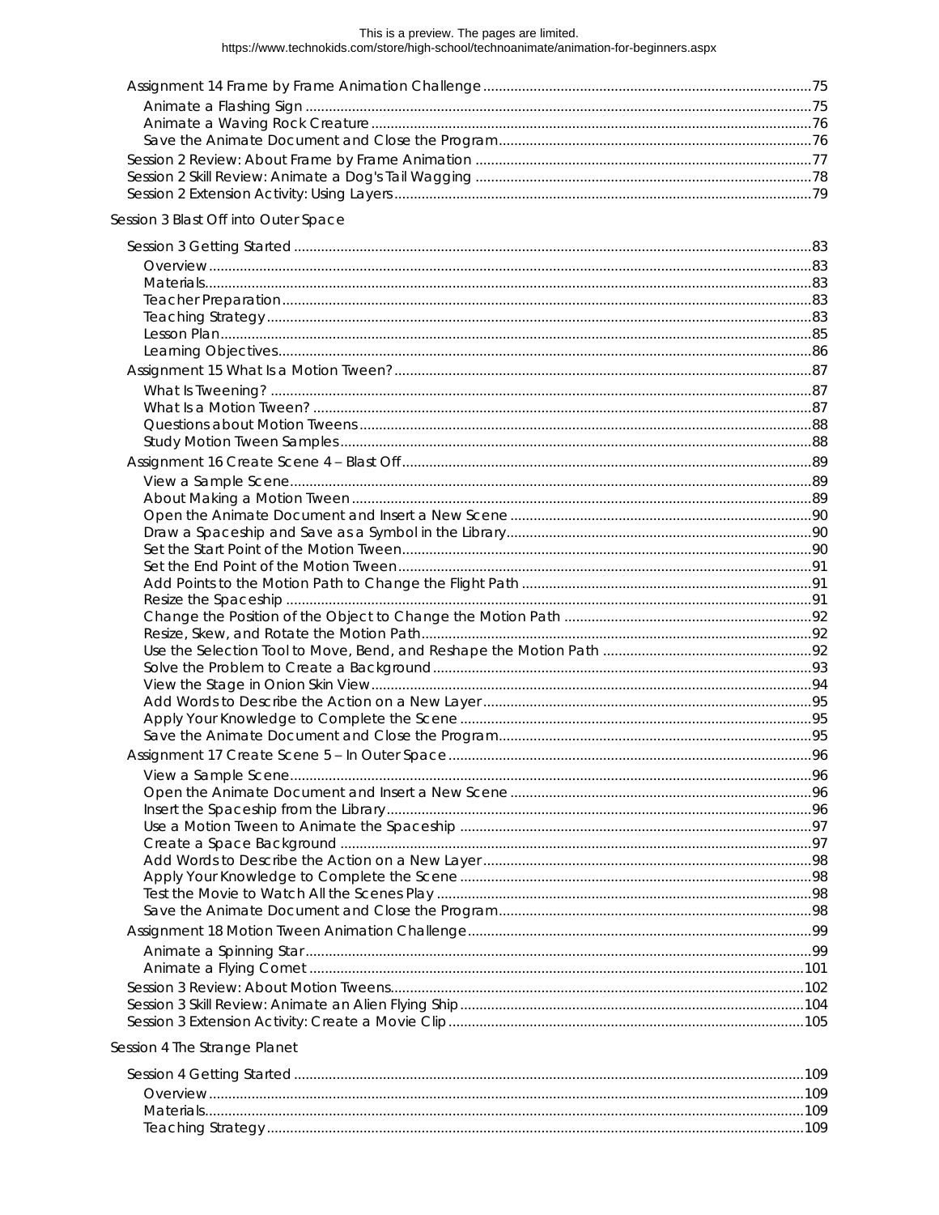Assignment 14 Frame by Frame Animation Challenge ....................................................................................75
- Animate a Flashing Sign ..................................................................................................................75
- Animate a Waving Rock Creature ...................................................................................................76
- Save the Animate Document and Close the Program...................................................................76

Session 2 Review: About Frame by Frame Animation ..........................................................................77
Session 2 Skill Review: Animate a Dog's Tail Wagging .........................................................................78
Session 2 Extension Activity: Using Layers ...............................................................................................79

Session 3 Blast Off into Outer Space

Session 3 Getting Started ..........................................................................................................................83
- Overview ............................................................................................................................................83
- Materials..............................................................................................................................................83
- Teacher Preparation..........................................................................................................................83
- Teaching Strategy..............................................................................................................................83
- Lesson Plan.........................................................................................................................................85
- Learning Objectives...........................................................................................................................86

Assignment 15 What Is a Motion Tween? ...............................................................................................87
- What Is Tweening? ............................................................................................................................87
- What Is a Motion Tween? ..................................................................................................................87
- Questions about Motion Tweens.....................................................................................................88
- Study Motion Tween Samples...........................................................................................................88

Assignment 16 Create Scene 4 – Blast Off...............................................................................................89
- View a Sample Scene........................................................................................................................89
- About Making a Motion Tween........................................................................................................89
- Open the Animate Document and Insert a New Scene ...............................................................90
- Draw a Spaceship and Save as a Symbol in the Library................................................................90
- Set the Start Point of the Motion Tween...........................................................................................90
- Set the End Point of the Motion Tween............................................................................................91
- Add Points to the Motion Path to Change the Flight Path ............................................................91
- Resize the Spaceship ........................................................................................................................91
- Change the Position of the Object to Change the Motion Path ..................................................92
- Resize, Skew, and Rotate the Motion Path.......................................................................................92
- Use the Selection Tool to Move, Bend, and Reshape the Motion Path ........................................92
- Solve the Problem to Create a Background...................................................................................93
- View the Stage in Onion Skin View...................................................................................................94
- Add Words to Describe the Action on a New Layer......................................................................95
- Apply Your Knowledge to Complete the Scene ............................................................................95
- Save the Animate Document and Close the Program..................................................................95

Assignment 17 Create Scene 5 – In Outer Space ...................................................................................96
- View a Sample Scene........................................................................................................................96
- Open the Animate Document and Insert a New Scene ...............................................................96
- Insert the Spaceship from the Library...............................................................................................96
- Use a Motion Tween to Animate the Spaceship ............................................................................97
- Create a Space Background ...........................................................................................................97
- Add Words to Describe the Action on a New Layer......................................................................98
- Apply Your Knowledge to Complete the Scene ............................................................................98
- Test the Movie to Watch All the Scenes Play ..................................................................................98
- Save the Animate Document and Close the Program..................................................................98

Assignment 18 Motion Tween Animation Challenge..............................................................................99
- Animate a Spinning Star....................................................................................................................99
- Animate a Flying Comet ..................................................................................................................101

Session 3 Review: About Motion Tweens................................................................................................102
Session 3 Skill Review: Animate an Alien Flying Ship..............................................................................104
Session 3 Extension Activity: Create a Movie Clip ................................................................................105

Session 4 The Strange Planet

Session 4 Getting Started ........................................................................................................................109
- Overview ..........................................................................................................................................109
- Materials............................................................................................................................................109
- Teaching Strategy............................................................................................................................109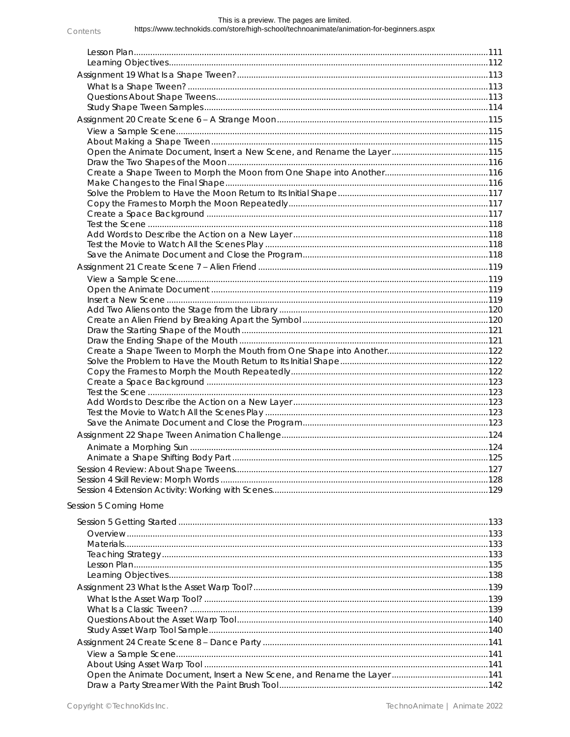- Lesson Plan ..... 111
- Learning Objectives ..... 112

Assignment 19 What Is a Shape Tween? ..... 113

- What Is a Shape Tween? ..... 113
- Questions About Shape Tweens ..... 113
- Study Shape Tween Samples ..... 114

Assignment 20 Create Scene 6 – A Strange Moon ..... 115

- View a Sample Scene ..... 115
- About Making a Shape Tween ..... 115
- Open the Animate Document, Insert a New Scene, and Rename the Layer ..... 115
- Draw the Two Shapes of the Moon ..... 116
- Create a Shape Tween to Morph the Moon from One Shape into Another ..... 116
- Make Changes to the Final Shape ..... 116
- Solve the Problem to Have the Moon Return to Its Initial Shape ..... 117
- Copy the Frames to Morph the Moon Repeatedly ..... 117
- Create a Space Background ..... 117
- Test the Scene ..... 118
- Add Words to Describe the Action on a New Layer ..... 118
- Test the Movie to Watch All the Scenes Play ..... 118
- Save the Animate Document and Close the Program ..... 118

Assignment 21 Create Scene 7 – Alien Friend ..... 119

- View a Sample Scene ..... 119
- Open the Animate Document ..... 119
- Insert a New Scene ..... 119
- Add Two Aliens onto the Stage from the Library ..... 120
- Create an Alien Friend by Breaking Apart the Symbol ..... 120
- Draw the Starting Shape of the Mouth ..... 121
- Draw the Ending Shape of the Mouth ..... 121
- Create a Shape Tween to Morph the Mouth from One Shape into Another ..... 122
- Solve the Problem to Have the Mouth Return to Its Initial Shape ..... 122
- Copy the Frames to Morph the Mouth Repeatedly ..... 122
- Create a Space Background ..... 123
- Test the Scene ..... 123
- Add Words to Describe the Action on a New Layer ..... 123
- Test the Movie to Watch All the Scenes Play ..... 123
- Save the Animate Document and Close the Program ..... 123

Assignment 22 Shape Tween Animation Challenge ..... 124

- Animate a Morphing Sun ..... 124
- Animate a Shape Shifting Body Part ..... 125

Session 4 Review: About Shape Tweens ..... 127

Session 4 Skill Review: Morph Words ..... 128

Session 4 Extension Activity: Working with Scenes ..... 129

## Session 5 Coming Home

Session 5 Getting Started ..... 133

- Overview ..... 133
- Materials ..... 133
- Teaching Strategy ..... 133
- Lesson Plan ..... 135
- Learning Objectives ..... 138

Assignment 23 What Is the Asset Warp Tool? ..... 139

- What Is the Asset Warp Tool? ..... 139
- What Is a Classic Tween? ..... 139
- Questions About the Asset Warp Tool ..... 140
- Study Asset Warp Tool Sample ..... 140

Assignment 24 Create Scene 8 – Dance Party ..... 141

- View a Sample Scene ..... 141
- About Using Asset Warp Tool ..... 141
- Open the Animate Document, Insert a New Scene, and Rename the Layer ..... 141
- Draw a Party Streamer With the Paint Brush Tool ..... 142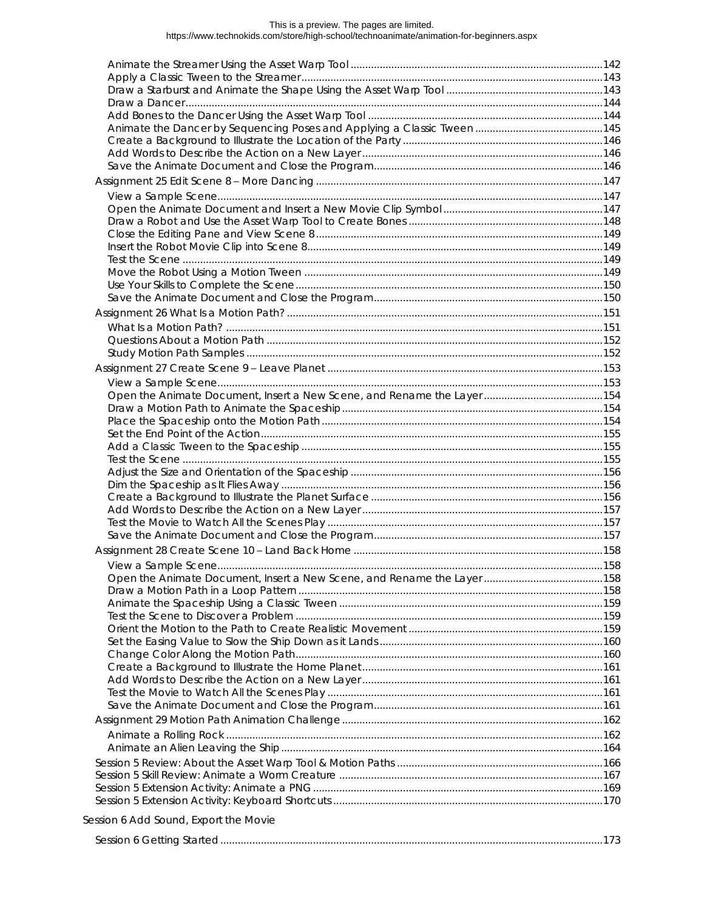Animate the Streamer Using the Asset Warp Tool ....... 142
Apply a Classic Tween to the Streamer ....... 143
Draw a Starburst and Animate the Shape Using the Asset Warp Tool ....... 143
Draw a Dancer ....... 144
Add Bones to the Dancer Using the Asset Warp Tool ....... 144
Animate the Dancer by Sequencing Poses and Applying a Classic Tween ....... 145
Create a Background to Illustrate the Location of the Party ....... 146
Add Words to Describe the Action on a New Layer ....... 146
Save the Animate Document and Close the Program ....... 146

Assignment 25 Edit Scene 8 – More Dancing ....... 147

View a Sample Scene ....... 147
Open the Animate Document and Insert a New Movie Clip Symbol ....... 147
Draw a Robot and Use the Asset Warp Tool to Create Bones ....... 148
Close the Editing Pane and View Scene 8 ....... 149
Insert the Robot Movie Clip into Scene 8 ....... 149
Test the Scene ....... 149
Move the Robot Using a Motion Tween ....... 149
Use Your Skills to Complete the Scene ....... 150
Save the Animate Document and Close the Program ....... 150

Assignment 26 What Is a Motion Path? ....... 151

What Is a Motion Path? ....... 151
Questions About a Motion Path ....... 152
Study Motion Path Samples ....... 152

Assignment 27 Create Scene 9 – Leave Planet ....... 153

View a Sample Scene ....... 153
Open the Animate Document, Insert a New Scene, and Rename the Layer ....... 154
Draw a Motion Path to Animate the Spaceship ....... 154
Place the Spaceship onto the Motion Path ....... 154
Set the End Point of the Action ....... 155
Add a Classic Tween to the Spaceship ....... 155
Test the Scene ....... 155
Adjust the Size and Orientation of the Spaceship ....... 156
Dim the Spaceship as It Flies Away ....... 156
Create a Background to Illustrate the Planet Surface ....... 156
Add Words to Describe the Action on a New Layer ....... 157
Test the Movie to Watch All the Scenes Play ....... 157
Save the Animate Document and Close the Program ....... 157

Assignment 28 Create Scene 10 – Land Back Home ....... 158

View a Sample Scene ....... 158
Open the Animate Document, Insert a New Scene, and Rename the Layer ....... 158
Draw a Motion Path in a Loop Pattern ....... 158
Animate the Spaceship Using a Classic Tween ....... 159
Test the Scene to Discover a Problem ....... 159
Orient the Motion to the Path to Create Realistic Movement ....... 159
Set the Easing Value to Slow the Ship Down as it Lands ....... 160
Change Color Along the Motion Path ....... 160
Create a Background to Illustrate the Home Planet ....... 161
Add Words to Describe the Action on a New Layer ....... 161
Test the Movie to Watch All the Scenes Play ....... 161
Save the Animate Document and Close the Program ....... 161

Assignment 29 Motion Path Animation Challenge ....... 162

Animate a Rolling Rock ....... 162
Animate an Alien Leaving the Ship ....... 164

Session 5 Review: About the Asset Warp Tool & Motion Paths ....... 166
Session 5 Skill Review: Animate a Worm Creature ....... 167
Session 5 Extension Activity: Animate a PNG ....... 169
Session 5 Extension Activity: Keyboard Shortcuts ....... 170

Session 6 Add Sound, Export the Movie

Session 6 Getting Started ....... 173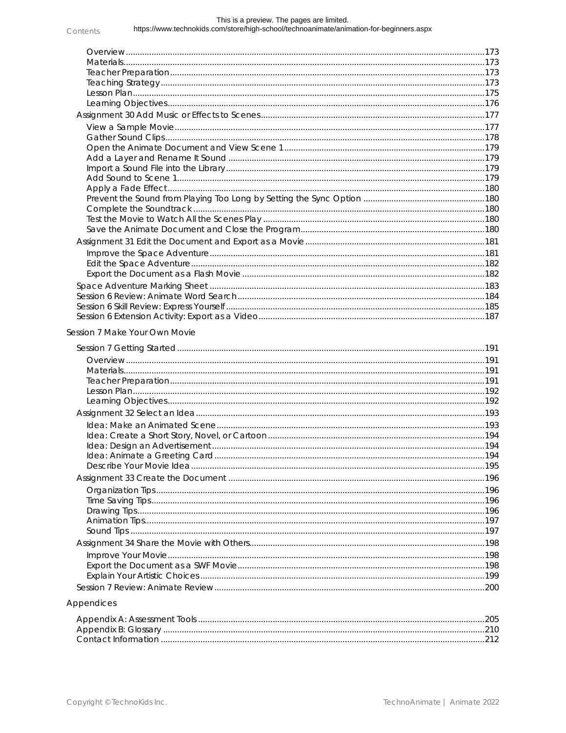- Overview ........................................ 173
- Materials ........................................ 173
- Teacher Preparation ........................................ 173
- Teaching Strategy ........................................ 173
- Lesson Plan ........................................ 175
- Learning Objectives ........................................ 176

Assignment 30 Add Music or Effects to Scenes ........................................ 177

- View a Sample Movie ........................................ 177
- Gather Sound Clips ........................................ 178
- Open the Animate Document and View Scene 1 ........................................ 179
- Add a Layer and Rename It Sound ........................................ 179
- Import a Sound File into the Library ........................................ 179
- Add Sound to Scene 1 ........................................ 179
- Apply a Fade Effect ........................................ 180
- Prevent the Sound from Playing Too Long by Setting the Sync Option ........................................ 180
- Complete the Soundtrack ........................................ 180
- Test the Movie to Watch All the Scenes Play ........................................ 180
- Save the Animate Document and Close the Program ........................................ 180

Assignment 31 Edit the Document and Export as a Movie ........................................ 181

- Improve the Space Adventure ........................................ 181
- Edit the Space Adventure ........................................ 182
- Export the Document as a Flash Movie ........................................ 182

Space Adventure Marking Sheet ........................................ 183

Session 6 Review: Animate Word Search ........................................ 184

Session 6 Skill Review: Express Yourself ........................................ 185

Session 6 Extension Activity: Export as a Video ........................................ 187

## Session 7 Make Your Own Movie

Session 7 Getting Started ........................................ 191

- Overview ........................................ 191
- Materials ........................................ 191
- Teacher Preparation ........................................ 191
- Lesson Plan ........................................ 192
- Learning Objectives ........................................ 192

Assignment 32 Select an Idea ........................................ 193

- Idea: Make an Animated Scene ........................................ 193
- Idea: Create a Short Story, Novel, or Cartoon ........................................ 194
- Idea: Design an Advertisement ........................................ 194
- Idea: Animate a Greeting Card ........................................ 194
- Describe Your Movie Idea ........................................ 195

Assignment 33 Create the Document ........................................ 196

- Organization Tips ........................................ 196
- Time Saving Tips ........................................ 196
- Drawing Tips ........................................ 196
- Animation Tips ........................................ 197
- Sound Tips ........................................ 197

Assignment 34 Share the Movie with Others ........................................ 198

- Improve Your Movie ........................................ 198
- Export the Document as a SWF Movie ........................................ 198
- Explain Your Artistic Choices ........................................ 199

Session 7 Review: Animate Review ........................................ 200

## Appendices

Appendix A: Assessment Tools ........................................ 205

Appendix B: Glossary ........................................ 210

Contact Information ........................................ 212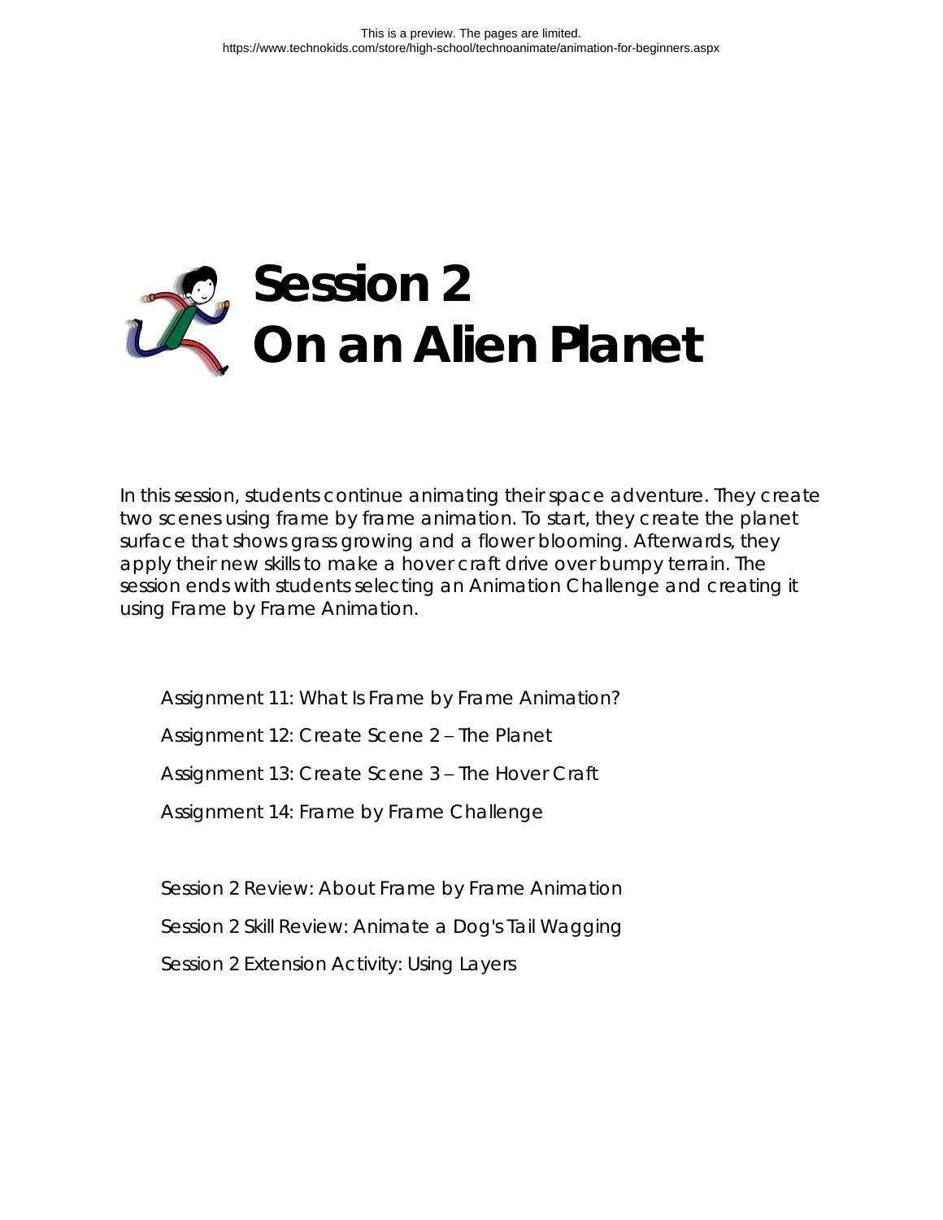# Session 2
# On an Alien Planet

In this session, students continue animating their space adventure. They create two scenes using frame by frame animation. To start, they create the planet surface that shows grass growing and a flower blooming. Afterwards, they apply their new skills to make a hover craft drive over bumpy terrain. The session ends with students selecting an Animation Challenge and creating it using Frame by Frame Animation.

Assignment 11: What Is Frame by Frame Animation?

Assignment 12: Create Scene 2 – The Planet

Assignment 13: Create Scene 3 – The Hover Craft

Assignment 14: Frame by Frame Challenge

Session 2 Review: About Frame by Frame Animation

Session 2 Skill Review: Animate a Dog's Tail Wagging

Session 2 Extension Activity: Using Layers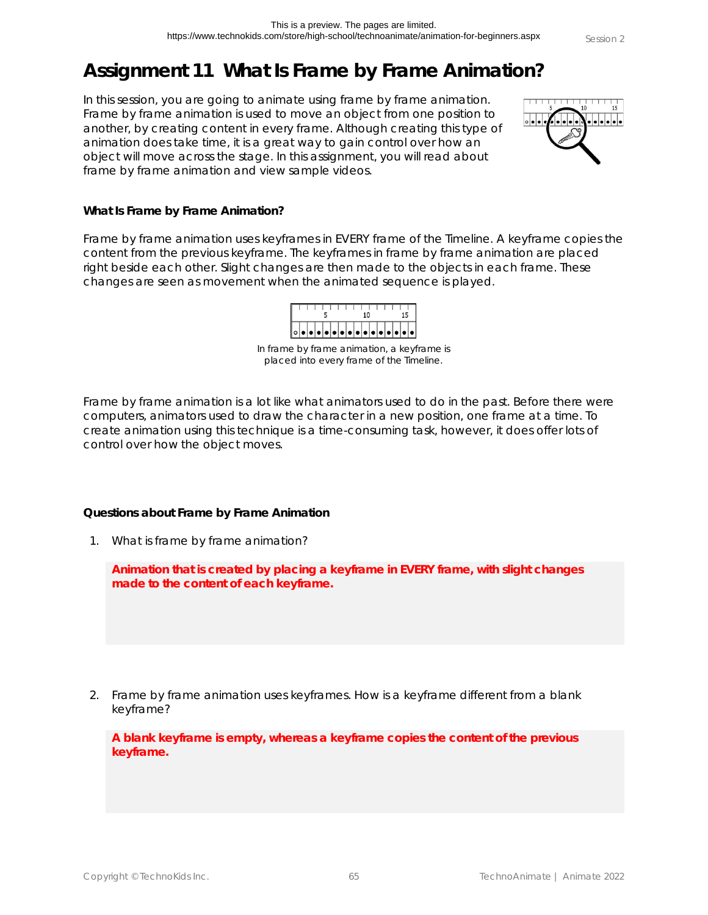# Assignment 11 What Is Frame by Frame Animation?

In this session, you are going to animate using frame by frame animation. Frame by frame animation is used to move an object from one position to another, by creating content in every frame. Although creating this type of animation does take time, it is a great way to gain control over how an object will move across the stage. In this assignment, you will read about frame by frame animation and view sample videos.

### What Is Frame by Frame Animation?

Frame by frame animation uses keyframes in EVERY frame of the Timeline. A keyframe copies the content from the previous keyframe. The keyframes in frame by frame animation are placed right beside each other. Slight changes are then made to the objects in each frame. These changes are seen as movement when the animated sequence is played.

In frame by frame animation, a keyframe is placed into every frame of the Timeline.

Frame by frame animation is a lot like what animators used to do in the past. Before there were computers, animators used to draw the character in a new position, one frame at a time. To create animation using this technique is a time-consuming task, however, it does offer lots of control over how the object moves.

### Questions about Frame by Frame Animation

1. What is frame by frame animation?

   **Animation that is created by placing a keyframe in EVERY frame, with slight changes made to the content of each keyframe.**

2. Frame by frame animation uses keyframes. How is a keyframe different from a blank keyframe?

   **A blank keyframe is empty, whereas a keyframe copies the content of the previous keyframe.**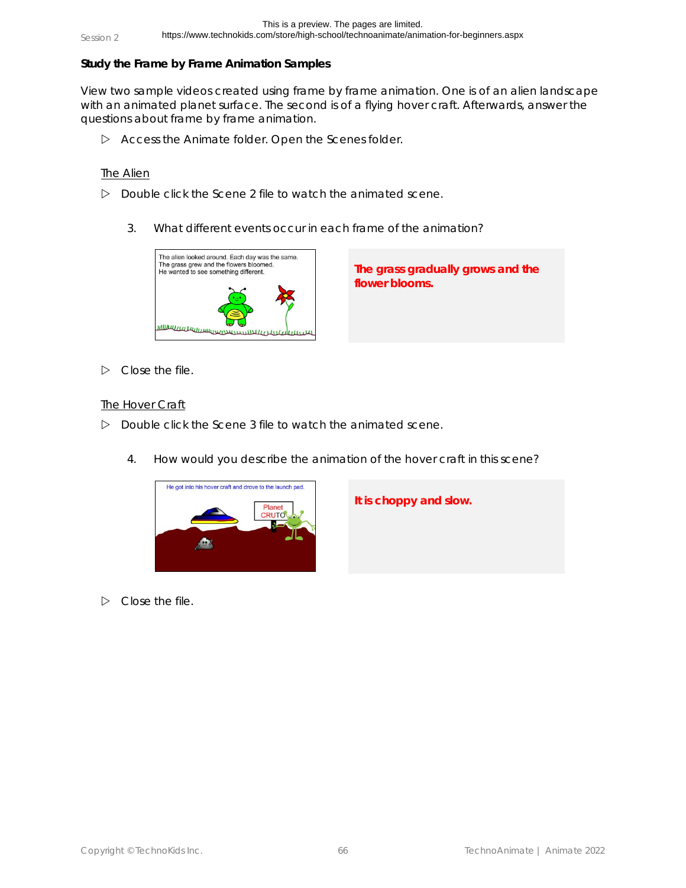**Study the Frame by Frame Animation Samples**

View two sample videos created using frame by frame animation. One is of an alien landscape with an animated planet surface. The second is of a flying hover craft. Afterwards, answer the questions about frame by frame animation.

▷ Access the Animate folder. Open the Scenes folder.

The Alien

▷ Double click the Scene 2 file to watch the animated scene.

3. What different events occur in each frame of the animation?

**The grass gradually grows and the flower blooms.**

▷ Close the file.

The Hover Craft

▷ Double click the Scene 3 file to watch the animated scene.

4. How would you describe the animation of the hover craft in this scene?

**It is choppy and slow.**

▷ Close the file.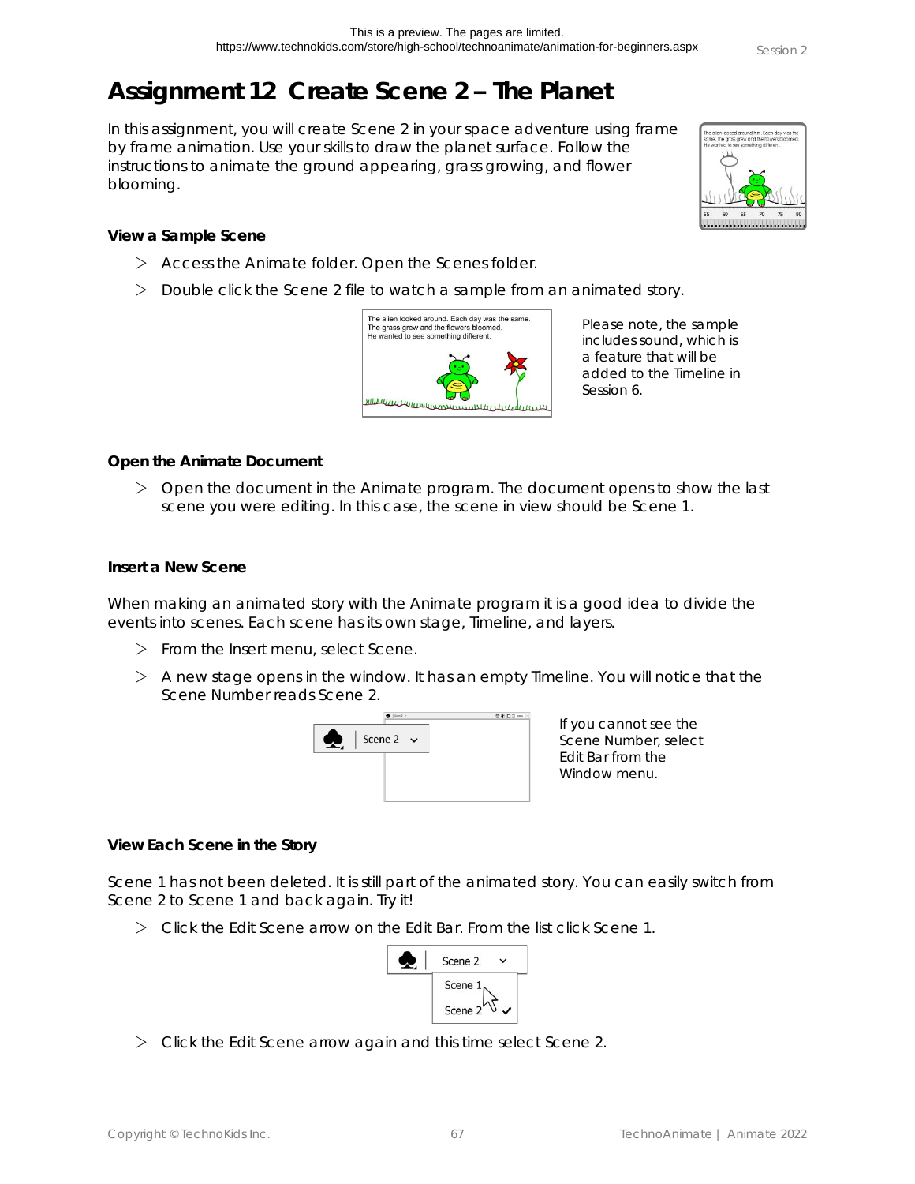# Assignment 12 Create Scene 2 – The Planet

In this assignment, you will create Scene 2 in your space adventure using frame by frame animation. Use your skills to draw the planet surface. Follow the instructions to animate the ground appearing, grass growing, and flower blooming.

### View a Sample Scene

- ▷ Access the Animate folder. Open the Scenes folder.
- ▷ Double click the Scene 2 file to watch a sample from an animated story.

Please note, the sample includes sound, which is a feature that will be added to the Timeline in Session 6.

### Open the Animate Document

- ▷ Open the document in the Animate program. The document opens to show the last scene you were editing. In this case, the scene in view should be Scene 1.

### Insert a New Scene

When making an animated story with the Animate program it is a good idea to divide the events into scenes. Each scene has its own stage, Timeline, and layers.

- ▷ From the Insert menu, select Scene.
- ▷ A new stage opens in the window. It has an empty Timeline. You will notice that the Scene Number reads Scene 2.

If you cannot see the Scene Number, select Edit Bar from the Window menu.

### View Each Scene in the Story

Scene 1 has not been deleted. It is still part of the animated story. You can easily switch from Scene 2 to Scene 1 and back again. Try it!

- ▷ Click the Edit Scene arrow on the Edit Bar. From the list click Scene 1.
- ▷ Click the Edit Scene arrow again and this time select Scene 2.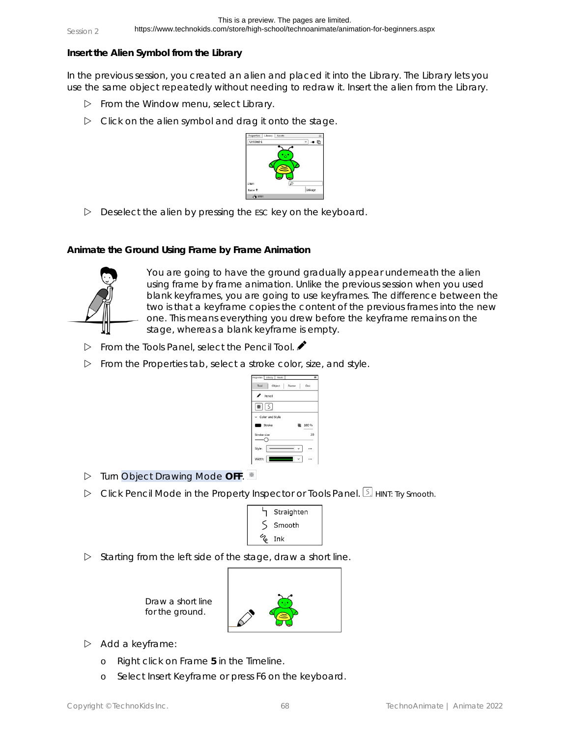### Insert the Alien Symbol from the Library

In the previous session, you created an alien and placed it into the Library. The Library lets you use the same object repeatedly without needing to redraw it. Insert the alien from the Library.

- From the Window menu, select Library.
- Click on the alien symbol and drag it onto the stage.
- Deselect the alien by pressing the ESC key on the keyboard.

### Animate the Ground Using Frame by Frame Animation

You are going to have the ground gradually appear underneath the alien using frame by frame animation. Unlike the previous session when you used blank keyframes, you are going to use keyframes. The difference between the two is that a keyframe copies the content of the previous frames into the new one. This means everything you drew before the keyframe remains on the stage, whereas a blank keyframe is empty.

- From the Tools Panel, select the Pencil Tool.
- From the Properties tab, select a stroke color, size, and style.
- Turn Object Drawing Mode **OFF**.
- Click Pencil Mode in the Property Inspector or Tools Panel. HINT: Try Smooth.
- Starting from the left side of the stage, draw a short line.

Draw a short line for the ground.

- Add a keyframe:
  - Right click on Frame **5** in the Timeline.
  - Select Insert Keyframe or press F6 on the keyboard.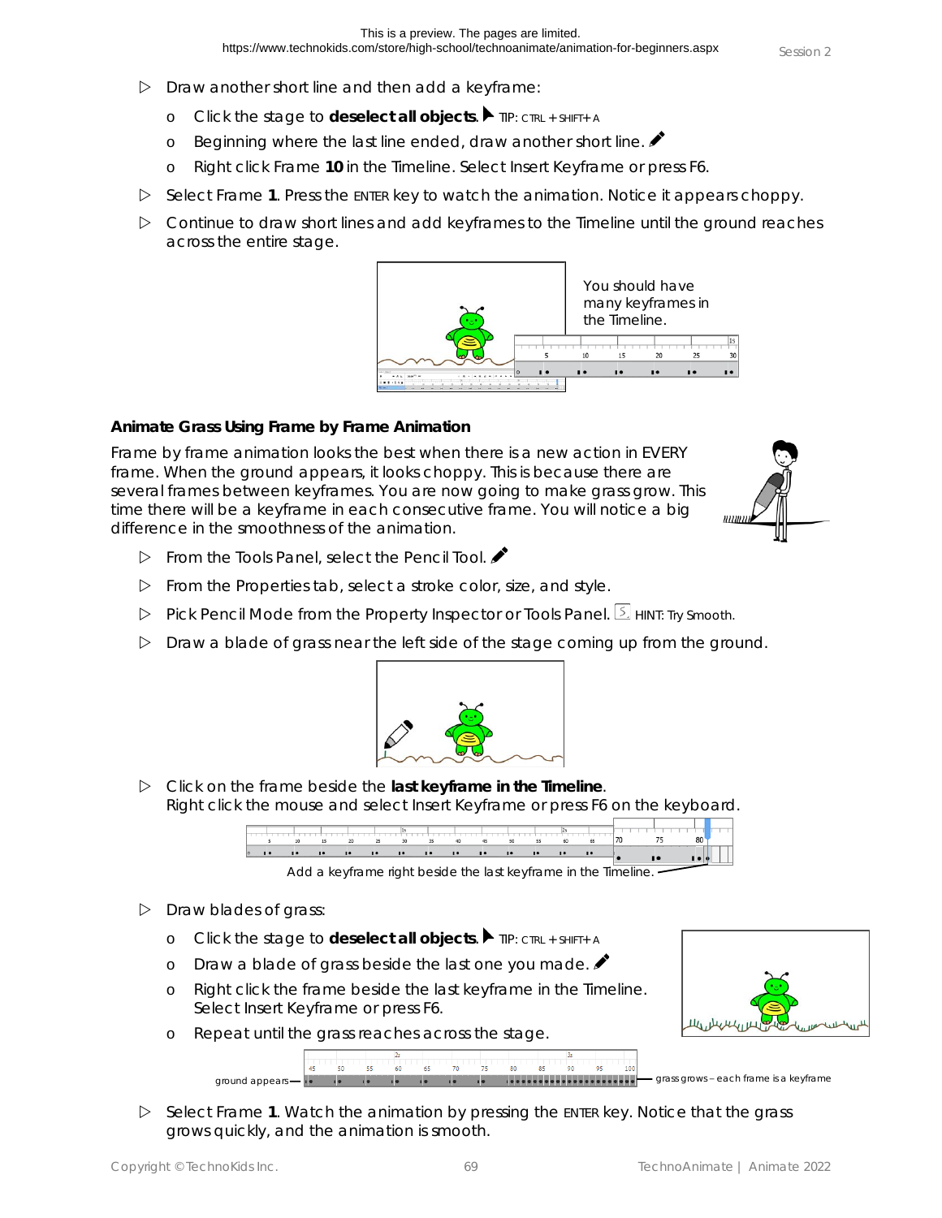- Draw another short line and then add a keyframe:
  - Click the stage to **deselect all objects**. TIP: CTRL + SHIFT+ A
  - Beginning where the last line ended, draw another short line.
  - Right click Frame **10** in the Timeline. Select Insert Keyframe or press F6.
- Select Frame **1**. Press the ENTER key to watch the animation. Notice it appears choppy.
- Continue to draw short lines and add keyframes to the Timeline until the ground reaches across the entire stage.

You should have many keyframes in the Timeline.

### Animate Grass Using Frame by Frame Animation

Frame by frame animation looks the best when there is a new action in EVERY frame. When the ground appears, it looks choppy. This is because there are several frames between keyframes. You are now going to make grass grow. This time there will be a keyframe in each consecutive frame. You will notice a big difference in the smoothness of the animation.

- From the Tools Panel, select the Pencil Tool.
- From the Properties tab, select a stroke color, size, and style.
- Pick Pencil Mode from the Property Inspector or Tools Panel. HINT: Try Smooth.
- Draw a blade of grass near the left side of the stage coming up from the ground.
- Click on the frame beside the **last keyframe in the Timeline**. Right click the mouse and select Insert Keyframe or press F6 on the keyboard.

Add a keyframe right beside the last keyframe in the Timeline.

- Draw blades of grass:
  - Click the stage to **deselect all objects**. TIP: CTRL + SHIFT+ A
  - Draw a blade of grass beside the last one you made.
  - Right click the frame beside the last keyframe in the Timeline. Select Insert Keyframe or press F6.
  - Repeat until the grass reaches across the stage.

ground appears — grass grows – each frame is a keyframe

- Select Frame **1**. Watch the animation by pressing the ENTER key. Notice that the grass grows quickly, and the animation is smooth.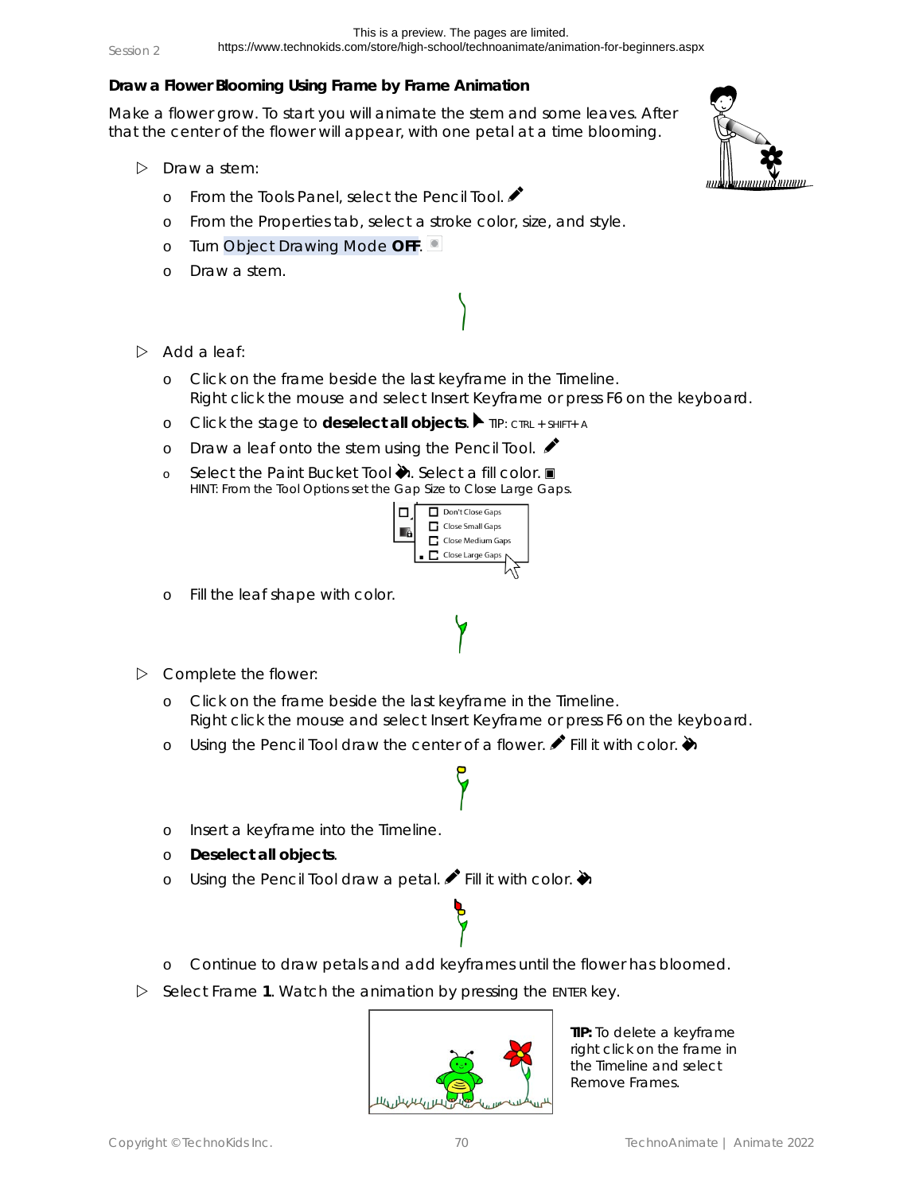## Draw a Flower Blooming Using Frame by Frame Animation

Make a flower grow. To start you will animate the stem and some leaves. After that the center of the flower will appear, with one petal at a time blooming.

- Draw a stem:
  - From the Tools Panel, select the Pencil Tool.
  - From the Properties tab, select a stroke color, size, and style.
  - Turn Object Drawing Mode **OFF**.
  - Draw a stem.
- Add a leaf:
  - Click on the frame beside the last keyframe in the Timeline. Right click the mouse and select Insert Keyframe or press F6 on the keyboard.
  - Click the stage to **deselect all objects**. TIP: CTRL + SHIFT+ A
  - Draw a leaf onto the stem using the Pencil Tool.
  - Select the Paint Bucket Tool. Select a fill color.
    HINT: From the Tool Options set the Gap Size to Close Large Gaps.

    Don't Close Gaps
    Close Small Gaps
    Close Medium Gaps
    Close Large Gaps
  - Fill the leaf shape with color.
- Complete the flower:
  - Click on the frame beside the last keyframe in the Timeline. Right click the mouse and select Insert Keyframe or press F6 on the keyboard.
  - Using the Pencil Tool draw the center of a flower. Fill it with color.
  - Insert a keyframe into the Timeline.
  - **Deselect all objects**.
  - Using the Pencil Tool draw a petal. Fill it with color.
  - Continue to draw petals and add keyframes until the flower has bloomed.
- Select Frame **1**. Watch the animation by pressing the ENTER key.

**TIP:** To delete a keyframe right click on the frame in the Timeline and select Remove Frames.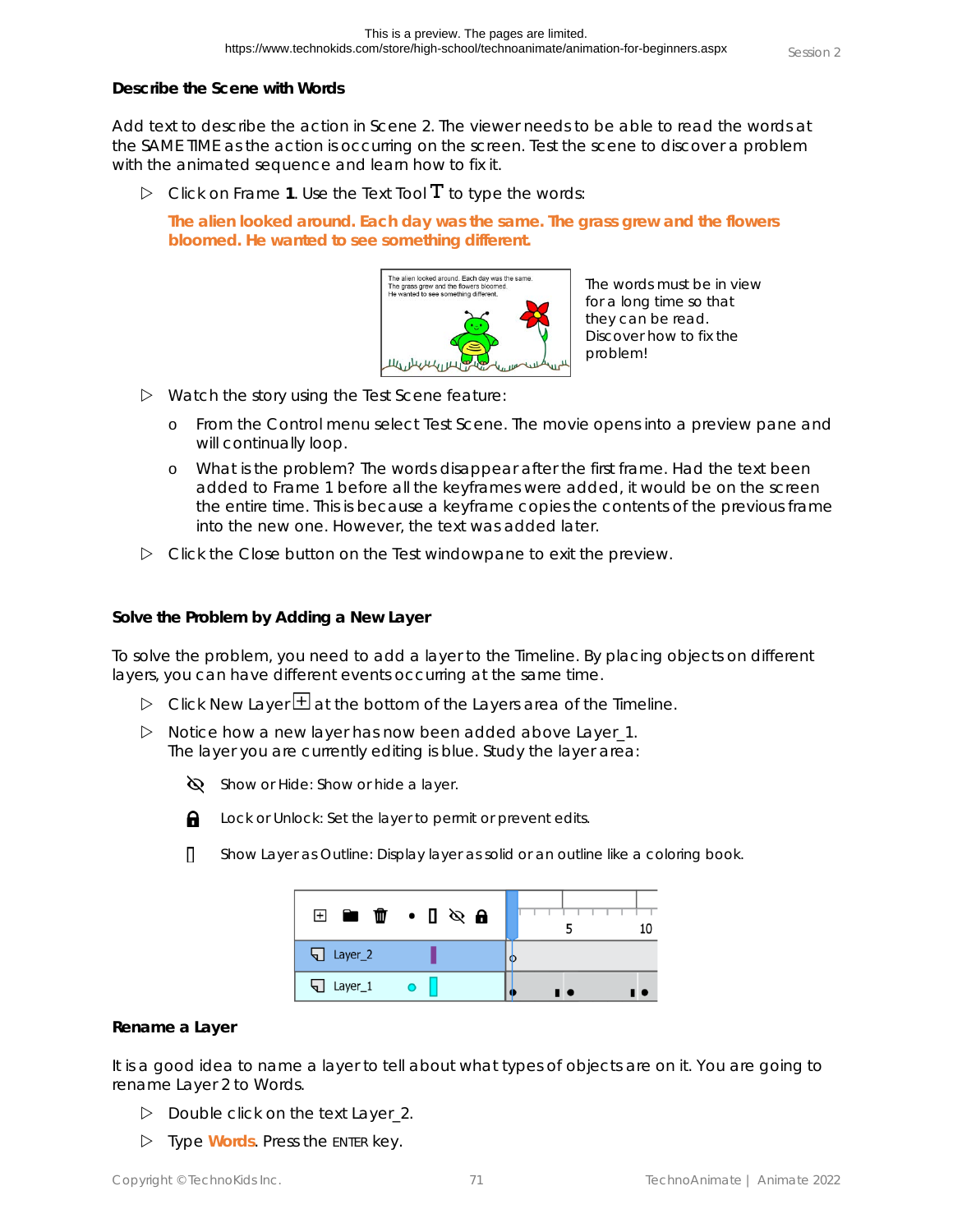### Describe the Scene with Words

Add text to describe the action in Scene 2. The viewer needs to be able to read the words at the SAME TIME as the action is occurring on the screen. Test the scene to discover a problem with the animated sequence and learn how to fix it.

- Click on Frame **1**. Use the Text Tool T to type the words:

  **The alien looked around. Each day was the same. The grass grew and the flowers bloomed. He wanted to see something different.**

The words must be in view for a long time so that they can be read. Discover how to fix the problem!

- Watch the story using the Test Scene feature:
  - From the Control menu select Test Scene. The movie opens into a preview pane and will continually loop.
  - What is the problem? The words disappear after the first frame. Had the text been added to Frame 1 before all the keyframes were added, it would be on the screen the entire time. This is because a keyframe copies the contents of the previous frame into the new one. However, the text was added later.
- Click the Close button on the Test windowpane to exit the preview.

### Solve the Problem by Adding a New Layer

To solve the problem, you need to add a layer to the Timeline. By placing objects on different layers, you can have different events occurring at the same time.

- Click New Layer at the bottom of the Layers area of the Timeline.
- Notice how a new layer has now been added above Layer_1. The layer you are currently editing is blue. Study the layer area:
  - Show or Hide: Show or hide a layer.
  - Lock or Unlock: Set the layer to permit or prevent edits.
  - Show Layer as Outline: Display layer as solid or an outline like a coloring book.

### Rename a Layer

It is a good idea to name a layer to tell about what types of objects are on it. You are going to rename Layer 2 to Words.

- Double click on the text Layer_2.
- Type **Words**. Press the ENTER key.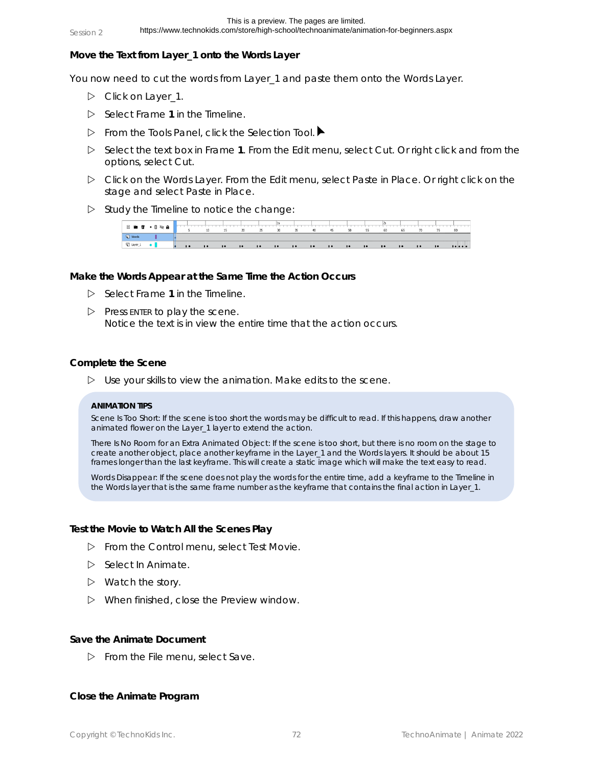### Move the Text from Layer_1 onto the Words Layer

You now need to cut the words from Layer_1 and paste them onto the Words Layer.

- Click on Layer_1.
- Select Frame **1** in the Timeline.
- From the Tools Panel, click the Selection Tool.
- Select the text box in Frame **1**. From the Edit menu, select Cut. Or right click and from the options, select Cut.
- Click on the Words Layer. From the Edit menu, select Paste in Place. Or right click on the stage and select Paste in Place.
- Study the Timeline to notice the change:

### Make the Words Appear at the Same Time the Action Occurs

- Select Frame **1** in the Timeline.
- Press ENTER to play the scene.
  Notice the text is in view the entire time that the action occurs.

### Complete the Scene

- Use your skills to view the animation. Make edits to the scene.

**ANIMATION TIPS**

Scene Is Too Short: If the scene is too short the words may be difficult to read. If this happens, draw another animated flower on the Layer_1 layer to extend the action.

There Is No Room for an Extra Animated Object: If the scene is too short, but there is no room on the stage to create another object, place another keyframe in the Layer_1 and the Words layers. It should be about 15 frames longer than the last keyframe. This will create a static image which will make the text easy to read.

Words Disappear: If the scene does not play the words for the entire time, add a keyframe to the Timeline in the Words layer that is the same frame number as the keyframe that contains the final action in Layer_1.

### Test the Movie to Watch All the Scenes Play

- From the Control menu, select Test Movie.
- Select In Animate.
- Watch the story.
- When finished, close the Preview window.

### Save the Animate Document

- From the File menu, select Save.

### Close the Animate Program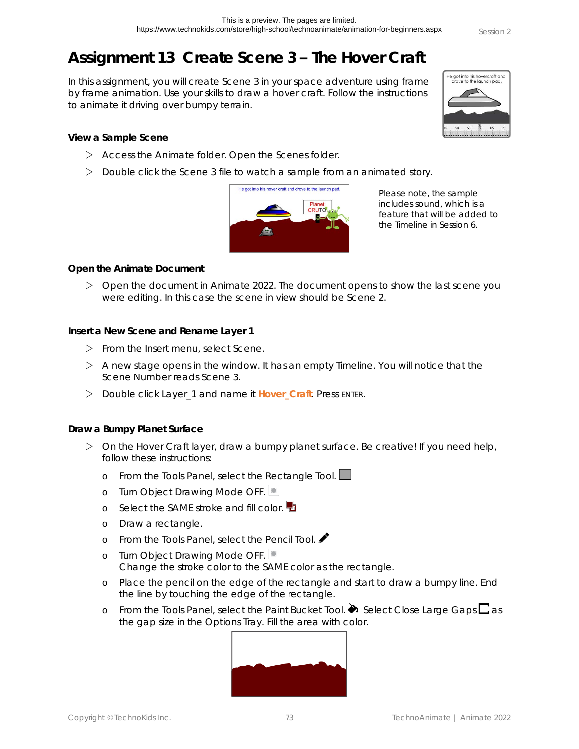# Assignment 13 Create Scene 3 – The Hover Craft

In this assignment, you will create Scene 3 in your space adventure using frame by frame animation. Use your skills to draw a hover craft. Follow the instructions to animate it driving over bumpy terrain.

### View a Sample Scene

- ▷ Access the Animate folder. Open the Scenes folder.
- ▷ Double click the Scene 3 file to watch a sample from an animated story.

Please note, the sample includes sound, which is a feature that will be added to the Timeline in Session 6.

### Open the Animate Document

- ▷ Open the document in Animate 2022. The document opens to show the last scene you were editing. In this case the scene in view should be Scene 2.

### Insert a New Scene and Rename Layer 1

- ▷ From the Insert menu, select Scene.
- ▷ A new stage opens in the window. It has an empty Timeline. You will notice that the Scene Number reads Scene 3.
- ▷ Double click Layer_1 and name it **Hover_Craft**. Press ENTER.

### Draw a Bumpy Planet Surface

- ▷ On the Hover Craft layer, draw a bumpy planet surface. Be creative! If you need help, follow these instructions:
  - o From the Tools Panel, select the Rectangle Tool.
  - o Turn Object Drawing Mode OFF.
  - o Select the SAME stroke and fill color.
  - o Draw a rectangle.
  - o From the Tools Panel, select the Pencil Tool.
  - o Turn Object Drawing Mode OFF.
    Change the stroke color to the SAME color as the rectangle.
  - o Place the pencil on the edge of the rectangle and start to draw a bumpy line. End the line by touching the edge of the rectangle.
  - o From the Tools Panel, select the Paint Bucket Tool. Select Close Large Gaps as the gap size in the Options Tray. Fill the area with color.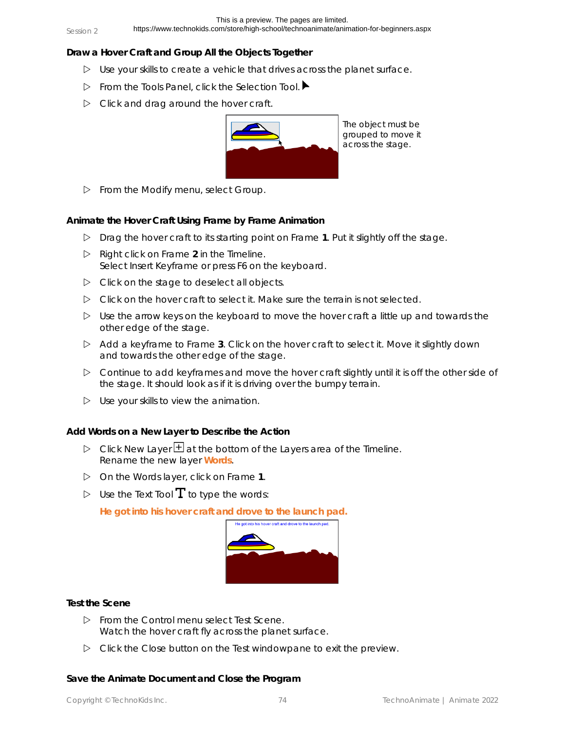### Draw a Hover Craft and Group All the Objects Together

- Use your skills to create a vehicle that drives across the planet surface.
- From the Tools Panel, click the Selection Tool.
- Click and drag around the hover craft.

The object must be grouped to move it across the stage.

- From the Modify menu, select Group.

### Animate the Hover Craft Using Frame by Frame Animation

- Drag the hover craft to its starting point on Frame **1**. Put it slightly off the stage.
- Right click on Frame **2** in the Timeline.
  Select Insert Keyframe or press F6 on the keyboard.
- Click on the stage to deselect all objects.
- Click on the hover craft to select it. Make sure the terrain is not selected.
- Use the arrow keys on the keyboard to move the hover craft a little up and towards the other edge of the stage.
- Add a keyframe to Frame **3**. Click on the hover craft to select it. Move it slightly down and towards the other edge of the stage.
- Continue to add keyframes and move the hover craft slightly until it is off the other side of the stage. It should look as if it is driving over the bumpy terrain.
- Use your skills to view the animation.

### Add Words on a New Layer to Describe the Action

- Click New Layer at the bottom of the Layers area of the Timeline.
  Rename the new layer **Words**.
- On the Words layer, click on Frame **1**.
- Use the Text Tool to type the words:

  **He got into his hover craft and drove to the launch pad.**

### Test the Scene

- From the Control menu select Test Scene.
  Watch the hover craft fly across the planet surface.
- Click the Close button on the Test windowpane to exit the preview.

### Save the Animate Document and Close the Program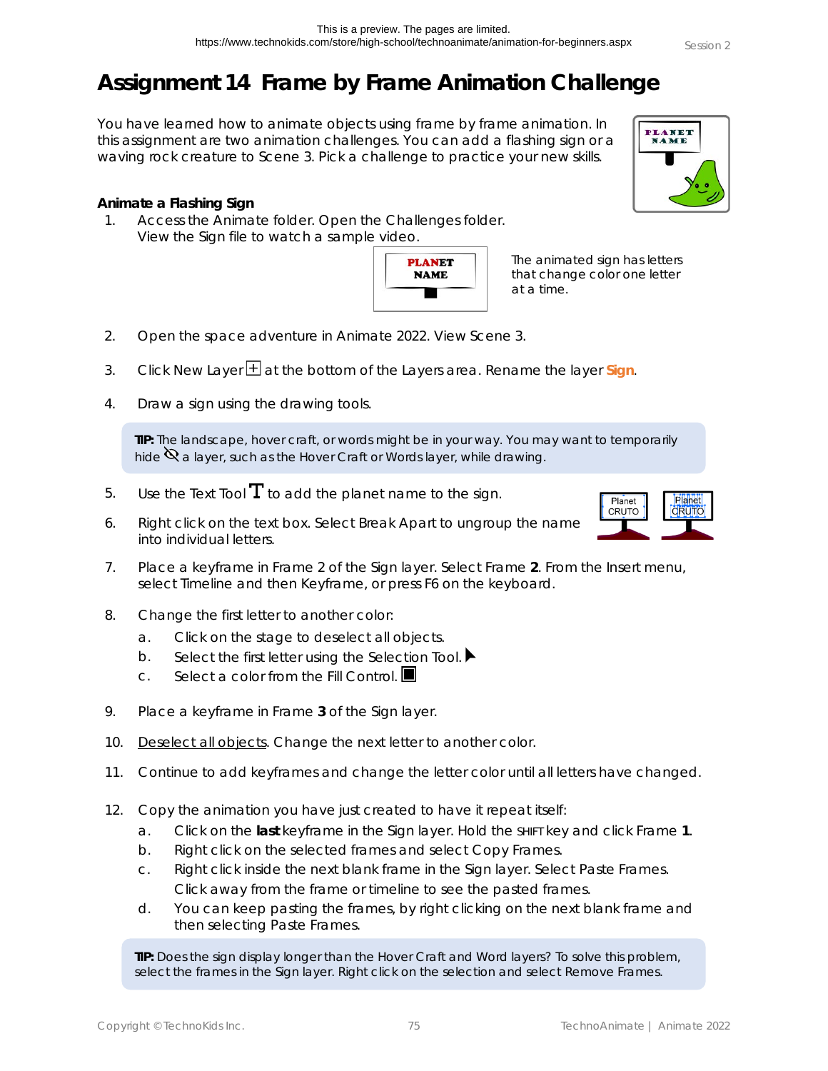# Assignment 14 Frame by Frame Animation Challenge

You have learned how to animate objects using frame by frame animation. In this assignment are two animation challenges. You can add a flashing sign or a waving rock creature to Scene 3. Pick a challenge to practice your new skills.

### Animate a Flashing Sign

1. Access the Animate folder. Open the Challenges folder. View the Sign file to watch a sample video.

   The animated sign has letters that change color one letter at a time.

2. Open the space adventure in Animate 2022. View Scene 3.

3. Click New Layer at the bottom of the Layers area. Rename the layer **Sign**.

4. Draw a sign using the drawing tools.

> **TIP:** The landscape, hover craft, or words might be in your way. You may want to temporarily hide a layer, such as the Hover Craft or Words layer, while drawing.

5. Use the Text Tool to add the planet name to the sign.

6. Right click on the text box. Select Break Apart to ungroup the name into individual letters.

7. Place a keyframe in Frame 2 of the Sign layer. Select Frame **2**. From the Insert menu, select Timeline and then Keyframe, or press F6 on the keyboard.

8. Change the first letter to another color:
   a. Click on the stage to deselect all objects.
   b. Select the first letter using the Selection Tool.
   c. Select a color from the Fill Control.

9. Place a keyframe in Frame **3** of the Sign layer.

10. Deselect all objects. Change the next letter to another color.

11. Continue to add keyframes and change the letter color until all letters have changed.

12. Copy the animation you have just created to have it repeat itself:
    a. Click on the **last** keyframe in the Sign layer. Hold the SHIFT key and click Frame **1**.
    b. Right click on the selected frames and select Copy Frames.
    c. Right click inside the next blank frame in the Sign layer. Select Paste Frames. Click away from the frame or timeline to see the pasted frames.
    d. You can keep pasting the frames, by right clicking on the next blank frame and then selecting Paste Frames.

> **TIP:** Does the sign display longer than the Hover Craft and Word layers? To solve this problem, select the frames in the Sign layer. Right click on the selection and select Remove Frames.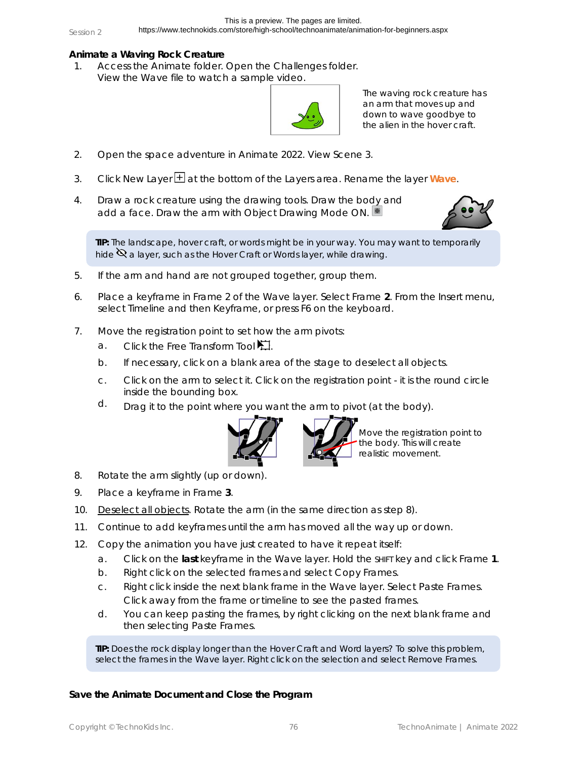## Animate a Waving Rock Creature

1. Access the Animate folder. Open the Challenges folder. View the Wave file to watch a sample video.

   The waving rock creature has an arm that moves up and down to wave goodbye to the alien in the hover craft.

2. Open the space adventure in Animate 2022. View Scene 3.

3. Click New Layer at the bottom of the Layers area. Rename the layer **Wave**.

4. Draw a rock creature using the drawing tools. Draw the body and add a face. Draw the arm with Object Drawing Mode ON.

> **TIP:** The landscape, hover craft, or words might be in your way. You may want to temporarily hide a layer, such as the Hover Craft or Words layer, while drawing.

5. If the arm and hand are not grouped together, group them.

6. Place a keyframe in Frame 2 of the Wave layer. Select Frame **2**. From the Insert menu, select Timeline and then Keyframe, or press F6 on the keyboard.

7. Move the registration point to set how the arm pivots:
   a. Click the Free Transform Tool.
   b. If necessary, click on a blank area of the stage to deselect all objects.
   c. Click on the arm to select it. Click on the registration point - it is the round circle inside the bounding box.
   d. Drag it to the point where you want the arm to pivot (at the body).

   Move the registration point to the body. This will create realistic movement.

8. Rotate the arm slightly (up or down).

9. Place a keyframe in Frame **3**.

10. Deselect all objects. Rotate the arm (in the same direction as step 8).

11. Continue to add keyframes until the arm has moved all the way up or down.

12. Copy the animation you have just created to have it repeat itself:
    a. Click on the **last** keyframe in the Wave layer. Hold the SHIFT key and click Frame **1**.
    b. Right click on the selected frames and select Copy Frames.
    c. Right click inside the next blank frame in the Wave layer. Select Paste Frames. Click away from the frame or timeline to see the pasted frames.
    d. You can keep pasting the frames, by right clicking on the next blank frame and then selecting Paste Frames.

> **TIP:** Does the rock display longer than the Hover Craft and Word layers? To solve this problem, select the frames in the Wave layer. Right click on the selection and select Remove Frames.

### Save the Animate Document and Close the Program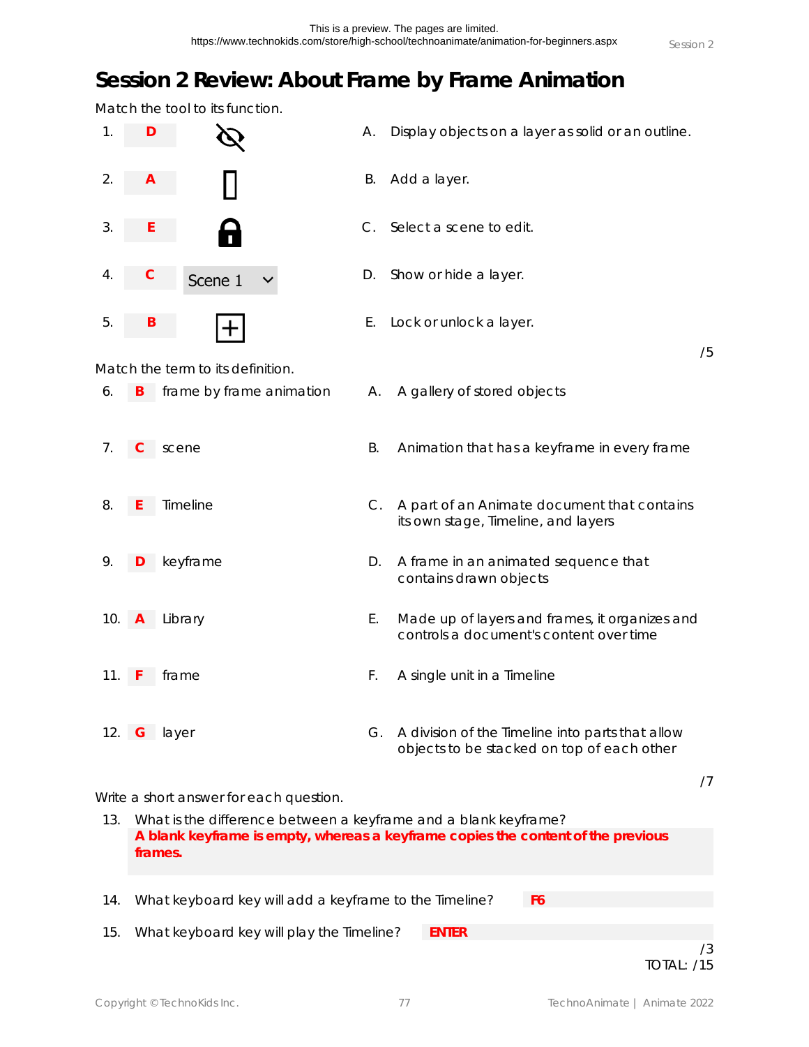# Session 2 Review: About Frame by Frame Animation

Match the tool to its function.

1. **D** (hide icon)
2. **A** (outline icon)
3. **E** (lock icon)
4. **C** Scene 1
5. **B** (add icon)

A. Display objects on a layer as solid or an outline.

B. Add a layer.

C. Select a scene to edit.

D. Show or hide a layer.

E. Lock or unlock a layer.

/5

Match the term to its definition.

6. **B** frame by frame animation
7. **C** scene
8. **E** Timeline
9. **D** keyframe
10. **A** Library
11. **F** frame
12. **G** layer

A. A gallery of stored objects

B. Animation that has a keyframe in every frame

C. A part of an Animate document that contains its own stage, Timeline, and layers

D. A frame in an animated sequence that contains drawn objects

E. Made up of layers and frames, it organizes and controls a document's content over time

F. A single unit in a Timeline

G. A division of the Timeline into parts that allow objects to be stacked on top of each other

/7

Write a short answer for each question.

13. What is the difference between a keyframe and a blank keyframe?
**A blank keyframe is empty, whereas a keyframe copies the content of the previous frames.**

14. What keyboard key will add a keyframe to the Timeline? **F6**

15. What keyboard key will play the Timeline? **ENTER**

/3

TOTAL: /15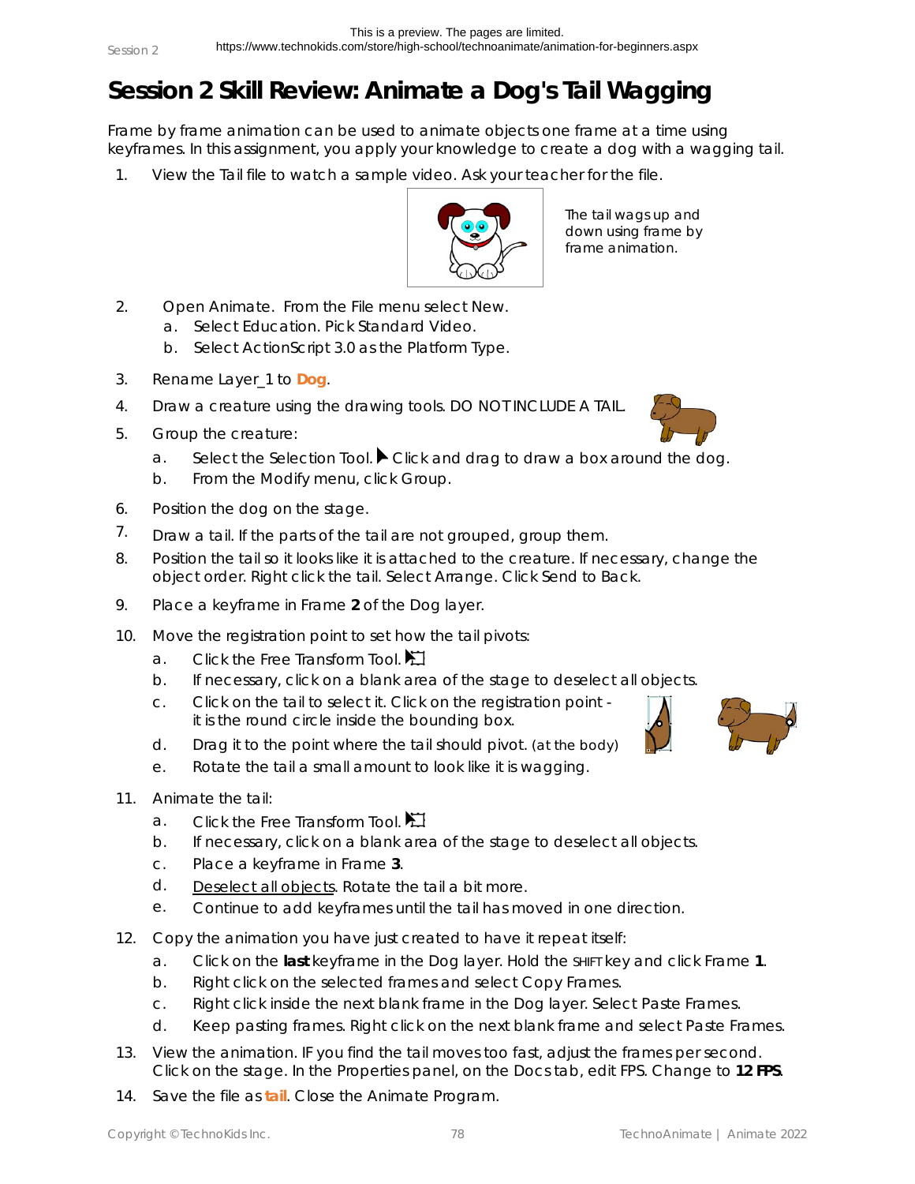# Session 2 Skill Review: Animate a Dog's Tail Wagging

Frame by frame animation can be used to animate objects one frame at a time using keyframes. In this assignment, you apply your knowledge to create a dog with a wagging tail.

1. View the Tail file to watch a sample video. Ask your teacher for the file.

   The tail wags up and down using frame by frame animation.

2. Open Animate. From the File menu select New.
   a. Select Education. Pick Standard Video.
   b. Select ActionScript 3.0 as the Platform Type.
3. Rename Layer_1 to **Dog**.
4. Draw a creature using the drawing tools. DO NOT INCLUDE A TAIL.
5. Group the creature:
   a. Select the Selection Tool. Click and drag to draw a box around the dog.
   b. From the Modify menu, click Group.
6. Position the dog on the stage.
7. Draw a tail. If the parts of the tail are not grouped, group them.
8. Position the tail so it looks like it is attached to the creature. If necessary, change the object order. Right click the tail. Select Arrange. Click Send to Back.
9. Place a keyframe in Frame **2** of the Dog layer.
10. Move the registration point to set how the tail pivots:
    a. Click the Free Transform Tool.
    b. If necessary, click on a blank area of the stage to deselect all objects.
    c. Click on the tail to select it. Click on the registration point - it is the round circle inside the bounding box.
    d. Drag it to the point where the tail should pivot. (at the body)
    e. Rotate the tail a small amount to look like it is wagging.
11. Animate the tail:
    a. Click the Free Transform Tool.
    b. If necessary, click on a blank area of the stage to deselect all objects.
    c. Place a keyframe in Frame **3**.
    d. Deselect all objects. Rotate the tail a bit more.
    e. Continue to add keyframes until the tail has moved in one direction.
12. Copy the animation you have just created to have it repeat itself:
    a. Click on the **last** keyframe in the Dog layer. Hold the SHIFT key and click Frame **1**.
    b. Right click on the selected frames and select Copy Frames.
    c. Right click inside the next blank frame in the Dog layer. Select Paste Frames.
    d. Keep pasting frames. Right click on the next blank frame and select Paste Frames.
13. View the animation. IF you find the tail moves too fast, adjust the frames per second. Click on the stage. In the Properties panel, on the Docs tab, edit FPS. Change to **12 FPS**.
14. Save the file as **tail**. Close the Animate Program.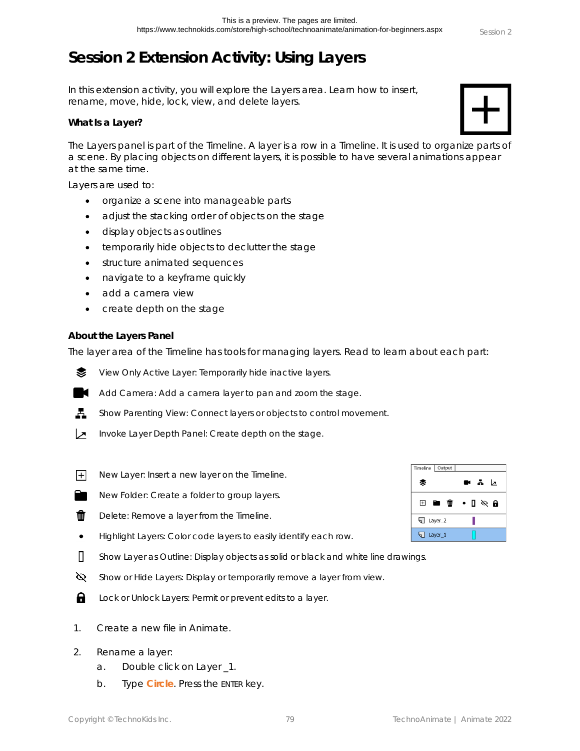# Session 2 Extension Activity: Using Layers

In this extension activity, you will explore the Layers area. Learn how to insert, rename, move, hide, lock, view, and delete layers.

**What Is a Layer?**

The Layers panel is part of the Timeline. A layer is a row in a Timeline. It is used to organize parts of a scene. By placing objects on different layers, it is possible to have several animations appear at the same time.

Layers are used to:

- organize a scene into manageable parts
- adjust the stacking order of objects on the stage
- display objects as outlines
- temporarily hide objects to declutter the stage
- structure animated sequences
- navigate to a keyframe quickly
- add a camera view
- create depth on the stage

**About the Layers Panel**

The layer area of the Timeline has tools for managing layers. Read to learn about each part:

View Only Active Layer: Temporarily hide inactive layers.

Add Camera: Add a camera layer to pan and zoom the stage.

Show Parenting View: Connect layers or objects to control movement.

Invoke Layer Depth Panel: Create depth on the stage.

New Layer: Insert a new layer on the Timeline.

New Folder: Create a folder to group layers.

Delete: Remove a layer from the Timeline.

Highlight Layers: Color code layers to easily identify each row.

Show Layer as Outline: Display objects as solid or black and white line drawings.

Show or Hide Layers: Display or temporarily remove a layer from view.

Lock or Unlock Layers: Permit or prevent edits to a layer.

1. Create a new file in Animate.
2. Rename a layer:
   a. Double click on Layer_1.
   b. Type **Circle**. Press the ENTER key.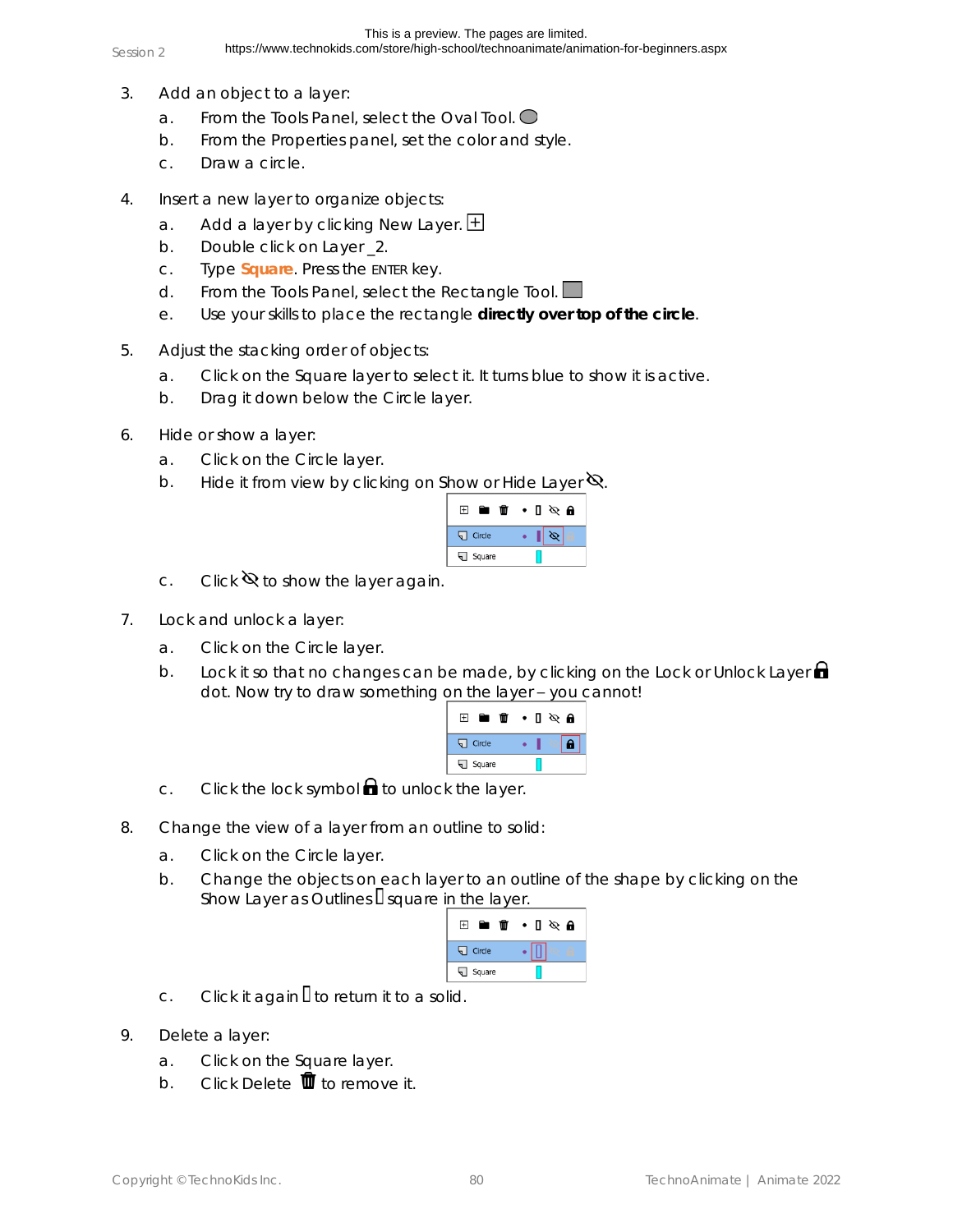3. Add an object to a layer:
   a. From the Tools Panel, select the Oval Tool.
   b. From the Properties panel, set the color and style.
   c. Draw a circle.

4. Insert a new layer to organize objects:
   a. Add a layer by clicking New Layer.
   b. Double click on Layer_2.
   c. Type **Square**. Press the ENTER key.
   d. From the Tools Panel, select the Rectangle Tool.
   e. Use your skills to place the rectangle **directly over top of the circle**.

5. Adjust the stacking order of objects:
   a. Click on the Square layer to select it. It turns blue to show it is active.
   b. Drag it down below the Circle layer.

6. Hide or show a layer:
   a. Click on the Circle layer.
   b. Hide it from view by clicking on Show or Hide Layer.

   Circle
   Square

   c. Click to show the layer again.

7. Lock and unlock a layer:
   a. Click on the Circle layer.
   b. Lock it so that no changes can be made, by clicking on the Lock or Unlock Layer dot. Now try to draw something on the layer – you cannot!

   Circle
   Square

   c. Click the lock symbol to unlock the layer.

8. Change the view of a layer from an outline to solid:
   a. Click on the Circle layer.
   b. Change the objects on each layer to an outline of the shape by clicking on the Show Layer as Outlines square in the layer.

   Circle
   Square

   c. Click it again to return it to a solid.

9. Delete a layer:
   a. Click on the Square layer.
   b. Click Delete to remove it.